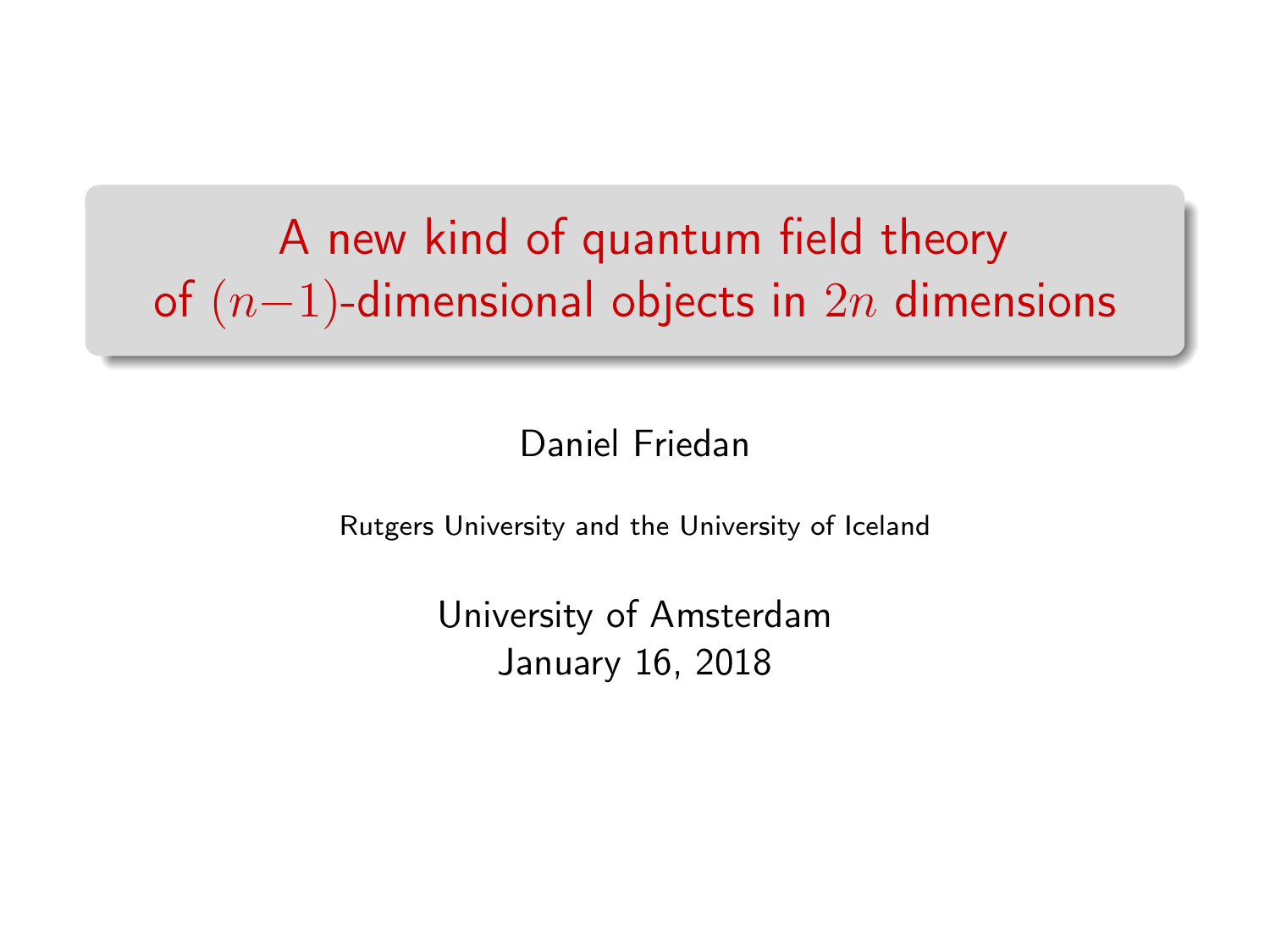# A new kind of quantum field theory of $(n-1)$-dimensional objects in $2n$ dimensions

Daniel Friedan

Rutgers University and the University of Iceland

University of Amsterdam
January 16, 2018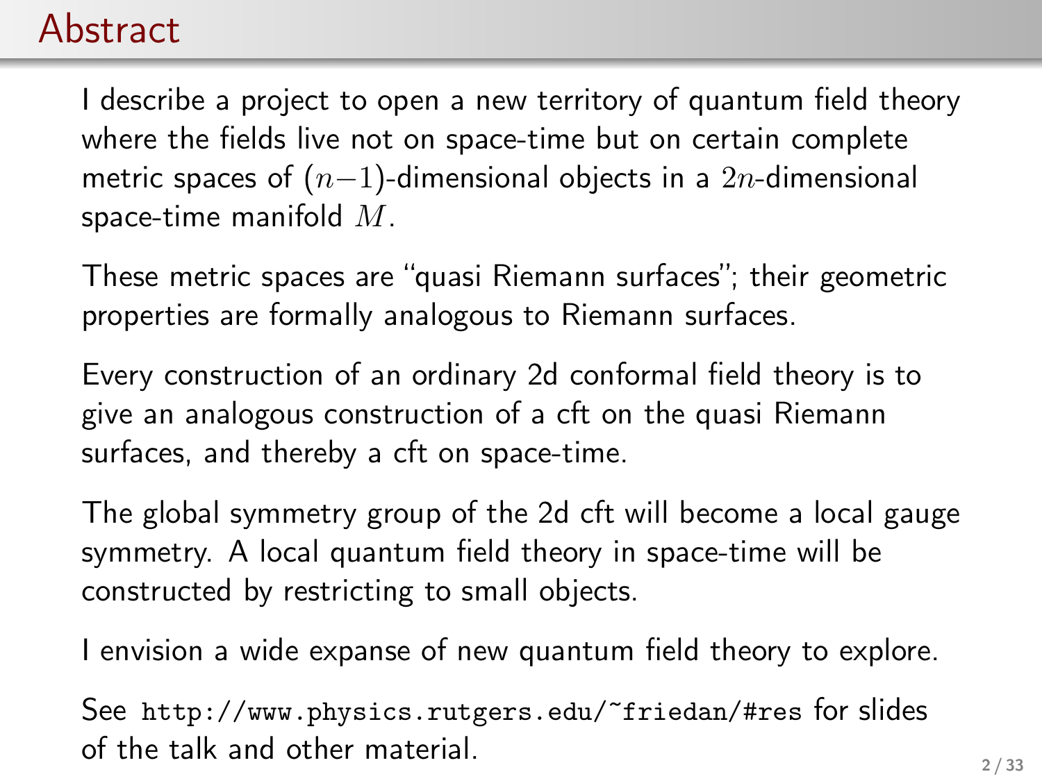# Abstract

I describe a project to open a new territory of quantum field theory where the fields live not on space-time but on certain complete metric spaces of $(n-1)$-dimensional objects in a $2n$-dimensional space-time manifold $M$.

These metric spaces are "quasi Riemann surfaces"; their geometric properties are formally analogous to Riemann surfaces.

Every construction of an ordinary 2d conformal field theory is to give an analogous construction of a cft on the quasi Riemann surfaces, and thereby a cft on space-time.

The global symmetry group of the 2d cft will become a local gauge symmetry. A local quantum field theory in space-time will be constructed by restricting to small objects.

I envision a wide expanse of new quantum field theory to explore.

See `http://www.physics.rutgers.edu/~friedan/#res` for slides of the talk and other material.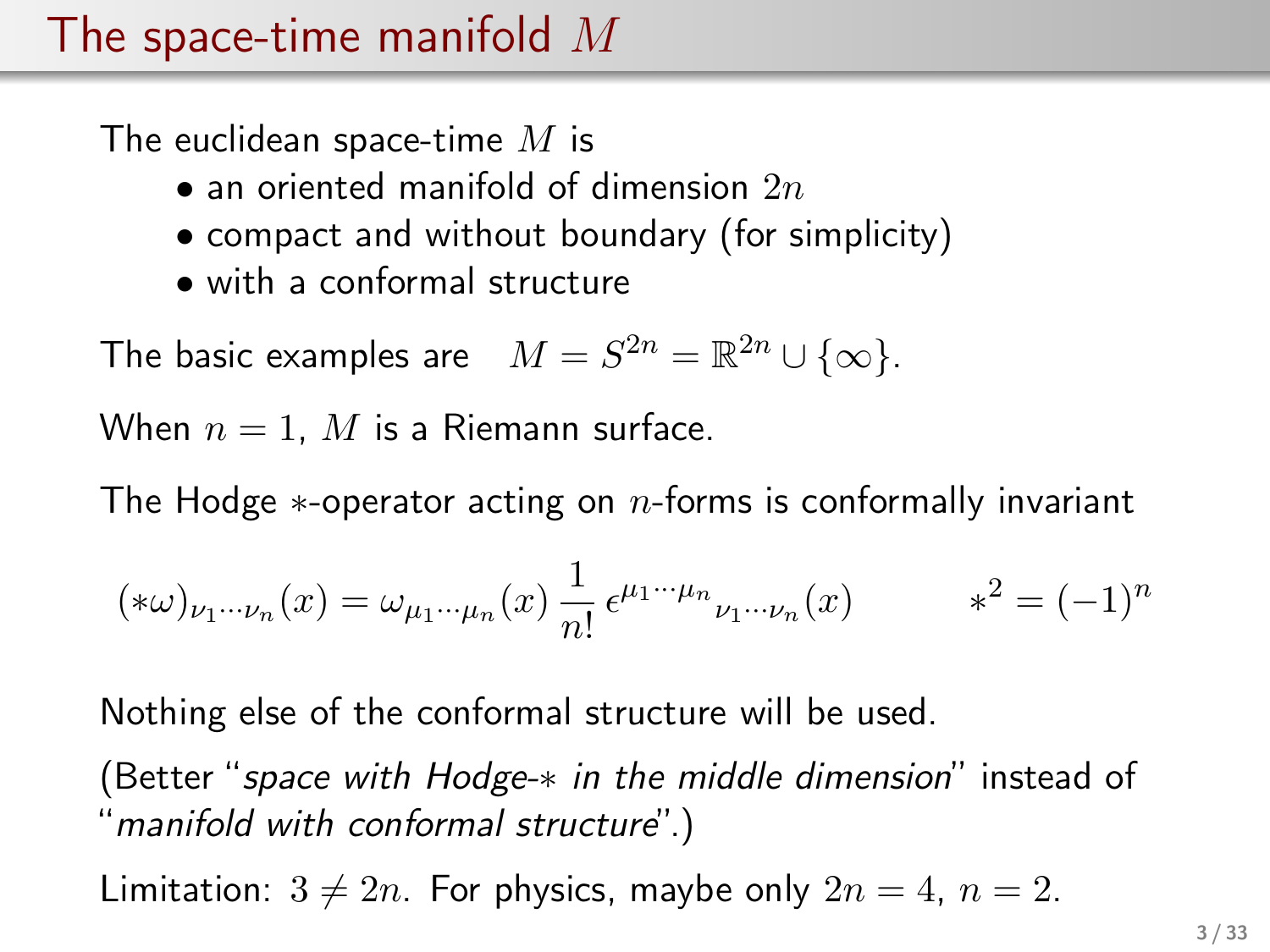# The space-time manifold $M$

The euclidean space-time $M$ is

- an oriented manifold of dimension $2n$
- compact and without boundary (for simplicity)
- with a conformal structure

The basic examples are $\quad M = S^{2n} = \mathbb{R}^{2n} \cup \{\infty\}$.

When $n = 1$, $M$ is a Riemann surface.

The Hodge $*$-operator acting on $n$-forms is conformally invariant

$$(*\omega)_{\nu_1 \cdots \nu_n}(x) = \omega_{\mu_1 \cdots \mu_n}(x) \, \frac{1}{n!} \, \epsilon^{\mu_1 \cdots \mu_n}{}_{\nu_1 \cdots \nu_n}(x) \qquad\qquad *^2 = (-1)^n$$

Nothing else of the conformal structure will be used.

(Better "*space with Hodge-$*$ in the middle dimension*" instead of "*manifold with conformal structure*".)

Limitation: $3 \neq 2n$. For physics, maybe only $2n = 4$, $n = 2$.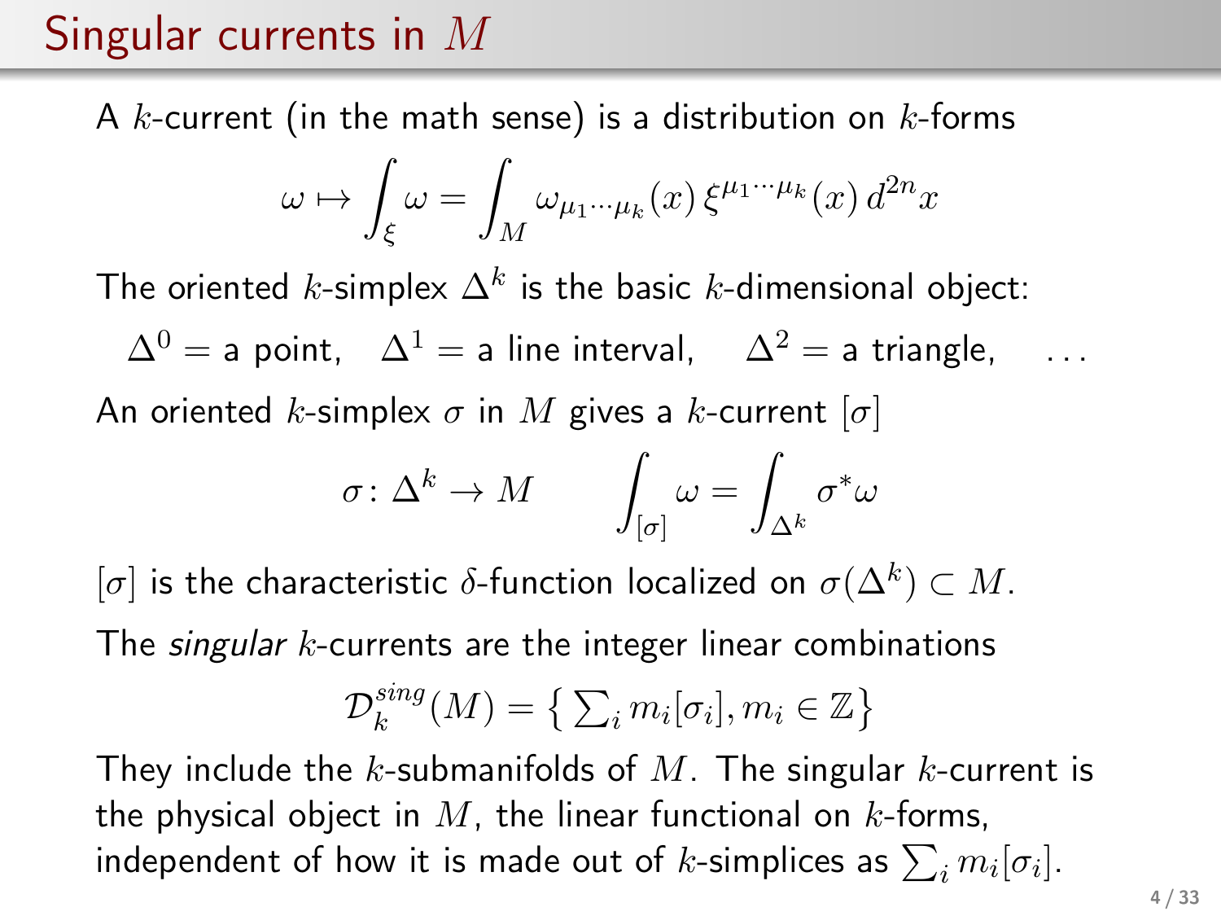# Singular currents in $M$

A $k$-current (in the math sense) is a distribution on $k$-forms

$$\omega \mapsto \int_\xi \omega = \int_M \omega_{\mu_1 \cdots \mu_k}(x)\, \xi^{\mu_1 \cdots \mu_k}(x)\, d^{2n}x$$

The oriented $k$-simplex $\Delta^k$ is the basic $k$-dimensional object:

$\Delta^0 =$ a point, $\quad \Delta^1 =$ a line interval, $\quad \Delta^2 =$ a triangle, $\quad \ldots$

An oriented $k$-simplex $\sigma$ in $M$ gives a $k$-current $[\sigma]$

$$\sigma \colon \Delta^k \to M \qquad \int_{[\sigma]} \omega = \int_{\Delta^k} \sigma^* \omega$$

$[\sigma]$ is the characteristic $\delta$-function localized on $\sigma(\Delta^k) \subset M$.

The *singular* $k$-currents are the integer linear combinations

$$\mathcal{D}_k^{sing}(M) = \left\{ \textstyle\sum_i m_i[\sigma_i], m_i \in \mathbb{Z} \right\}$$

They include the $k$-submanifolds of $M$. The singular $k$-current is the physical object in $M$, the linear functional on $k$-forms, independent of how it is made out of $k$-simplices as $\sum_i m_i[\sigma_i]$.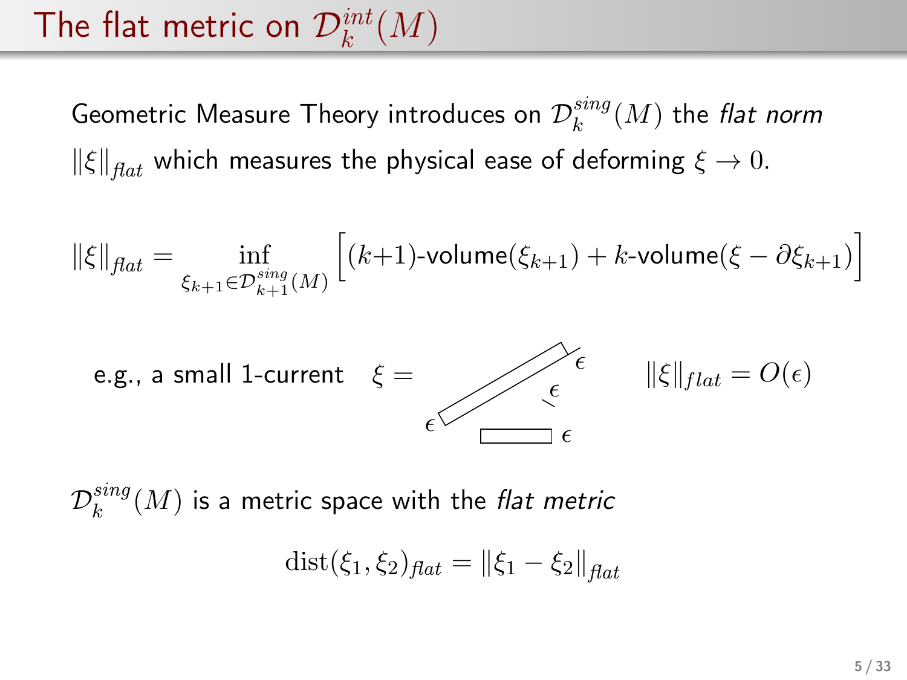# The flat metric on $\mathcal{D}_k^{int}(M)$

Geometric Measure Theory introduces on $\mathcal{D}_k^{sing}(M)$ the *flat norm* $\|\xi\|_{flat}$ which measures the physical ease of deforming $\xi \to 0$.

$$\|\xi\|_{flat} = \inf_{\xi_{k+1} \in \mathcal{D}_{k+1}^{sing}(M)} \Big[ (k{+}1)\text{-volume}(\xi_{k+1}) + k\text{-volume}(\xi - \partial \xi_{k+1}) \Big]$$

e.g., a small 1-current $\xi =$ $\qquad \|\xi\|_{flat} = O(\epsilon)$

$\mathcal{D}_k^{sing}(M)$ is a metric space with the *flat metric*

$$\mathrm{dist}(\xi_1, \xi_2)_{flat} = \|\xi_1 - \xi_2\|_{flat}$$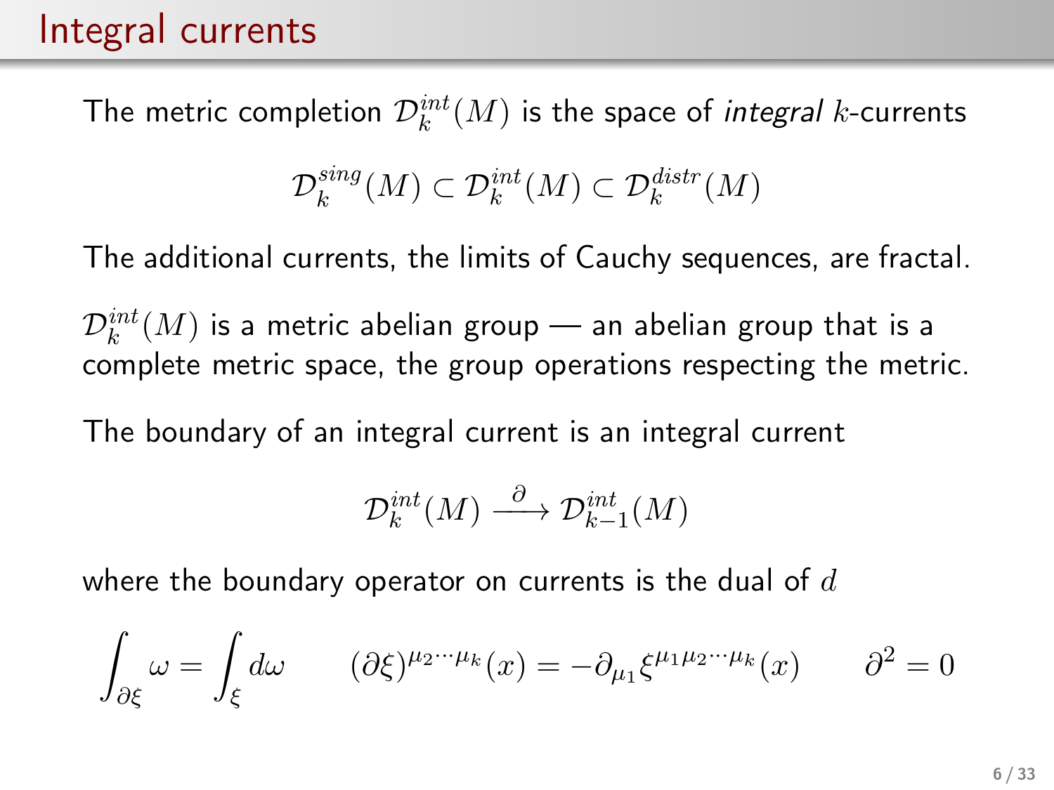# Integral currents

The metric completion $\mathcal{D}_k^{int}(M)$ is the space of *integral* $k$-currents

$$\mathcal{D}_k^{sing}(M) \subset \mathcal{D}_k^{int}(M) \subset \mathcal{D}_k^{distr}(M)$$

The additional currents, the limits of Cauchy sequences, are fractal.

$\mathcal{D}_k^{int}(M)$ is a metric abelian group — an abelian group that is a complete metric space, the group operations respecting the metric.

The boundary of an integral current is an integral current

$$\mathcal{D}_k^{int}(M) \xrightarrow{\partial} \mathcal{D}_{k-1}^{int}(M)$$

where the boundary operator on currents is the dual of $d$

$$\int_{\partial\xi} \omega = \int_{\xi} d\omega \qquad (\partial\xi)^{\mu_2\cdots\mu_k}(x) = -\partial_{\mu_1}\xi^{\mu_1\mu_2\cdots\mu_k}(x) \qquad \partial^2 = 0$$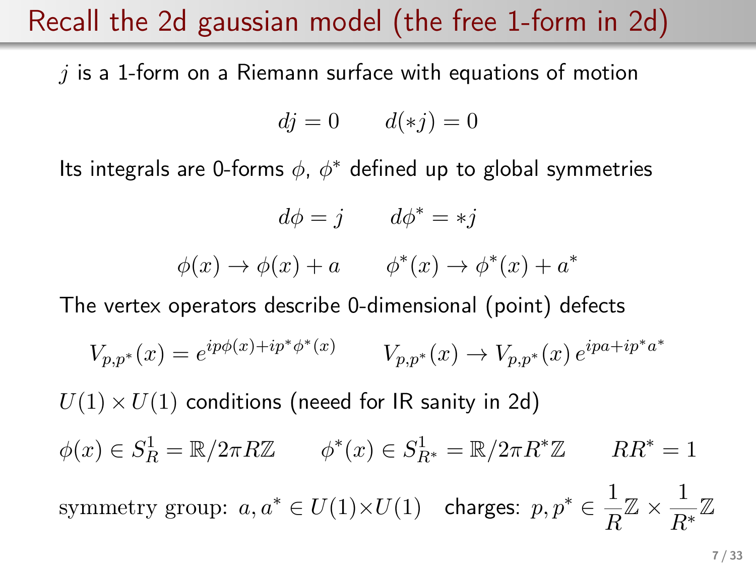# Recall the 2d gaussian model (the free 1-form in 2d)

$j$ is a 1-form on a Riemann surface with equations of motion

$$dj = 0 \qquad d(*j) = 0$$

Its integrals are 0-forms $\phi$, $\phi^*$ defined up to global symmetries

$$d\phi = j \qquad d\phi^* = *j$$

$$\phi(x) \to \phi(x) + a \qquad \phi^*(x) \to \phi^*(x) + a^*$$

The vertex operators describe 0-dimensional (point) defects

$$V_{p,p^*}(x) = e^{ip\phi(x) + ip^*\phi^*(x)} \qquad V_{p,p^*}(x) \to V_{p,p^*}(x)\, e^{ipa + ip^*a^*}$$

$U(1) \times U(1)$ conditions (need for IR sanity in 2d)

$$\phi(x) \in S^1_R = \mathbb{R}/2\pi R\mathbb{Z} \qquad \phi^*(x) \in S^1_{R^*} = \mathbb{R}/2\pi R^*\mathbb{Z} \qquad RR^* = 1$$

symmetry group: $a, a^* \in U(1) \times U(1)$ charges: $p, p^* \in \frac{1}{R}\mathbb{Z} \times \frac{1}{R^*}\mathbb{Z}$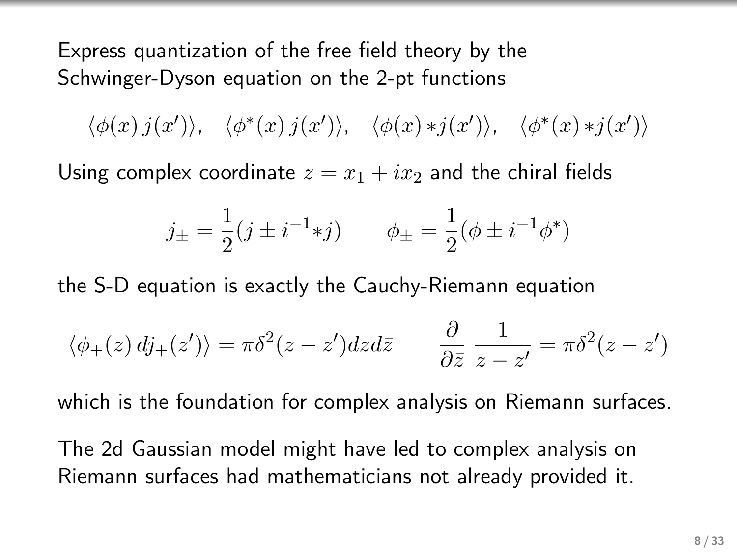Express quantization of the free field theory by the Schwinger-Dyson equation on the 2-pt functions

$$\langle \phi(x)\, j(x') \rangle, \quad \langle \phi^*(x)\, j(x') \rangle, \quad \langle \phi(x) *j(x') \rangle, \quad \langle \phi^*(x) *j(x') \rangle$$

Using complex coordinate $z = x_1 + ix_2$ and the chiral fields

$$j_\pm = \frac{1}{2}(j \pm i^{-1}*j) \qquad \phi_\pm = \frac{1}{2}(\phi \pm i^{-1}\phi^*)$$

the S-D equation is exactly the Cauchy-Riemann equation

$$\langle \phi_+(z)\, dj_+(z') \rangle = \pi\delta^2(z-z')dzd\bar{z} \qquad \frac{\partial}{\partial \bar{z}}\,\frac{1}{z-z'} = \pi\delta^2(z-z')$$

which is the foundation for complex analysis on Riemann surfaces.

The 2d Gaussian model might have led to complex analysis on Riemann surfaces had mathematicians not already provided it.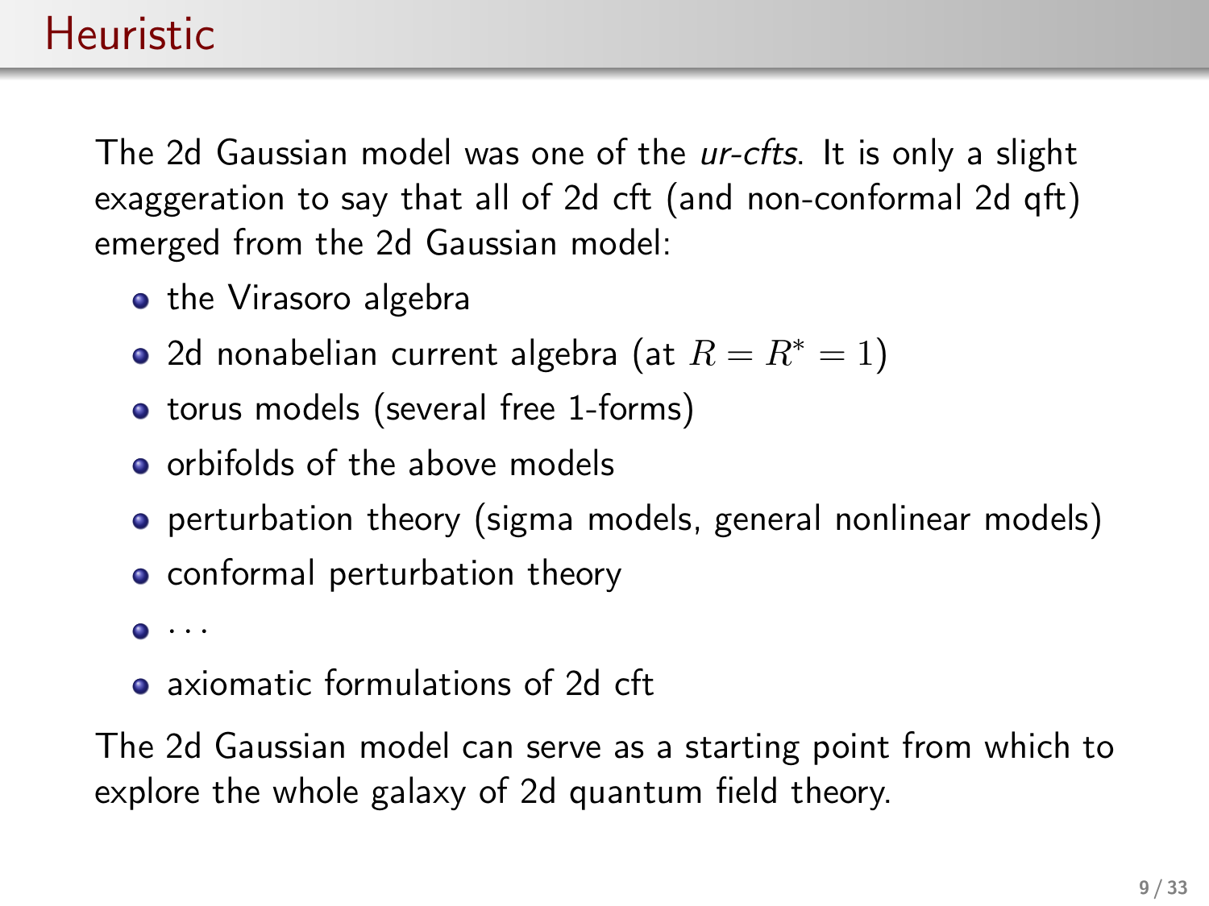# Heuristic

The 2d Gaussian model was one of the *ur-cfts*. It is only a slight exaggeration to say that all of 2d cft (and non-conformal 2d qft) emerged from the 2d Gaussian model:

- the Virasoro algebra
- 2d nonabelian current algebra (at $R = R^* = 1$)
- torus models (several free 1-forms)
- orbifolds of the above models
- perturbation theory (sigma models, general nonlinear models)
- conformal perturbation theory
- $\cdots$
- axiomatic formulations of 2d cft

The 2d Gaussian model can serve as a starting point from which to explore the whole galaxy of 2d quantum field theory.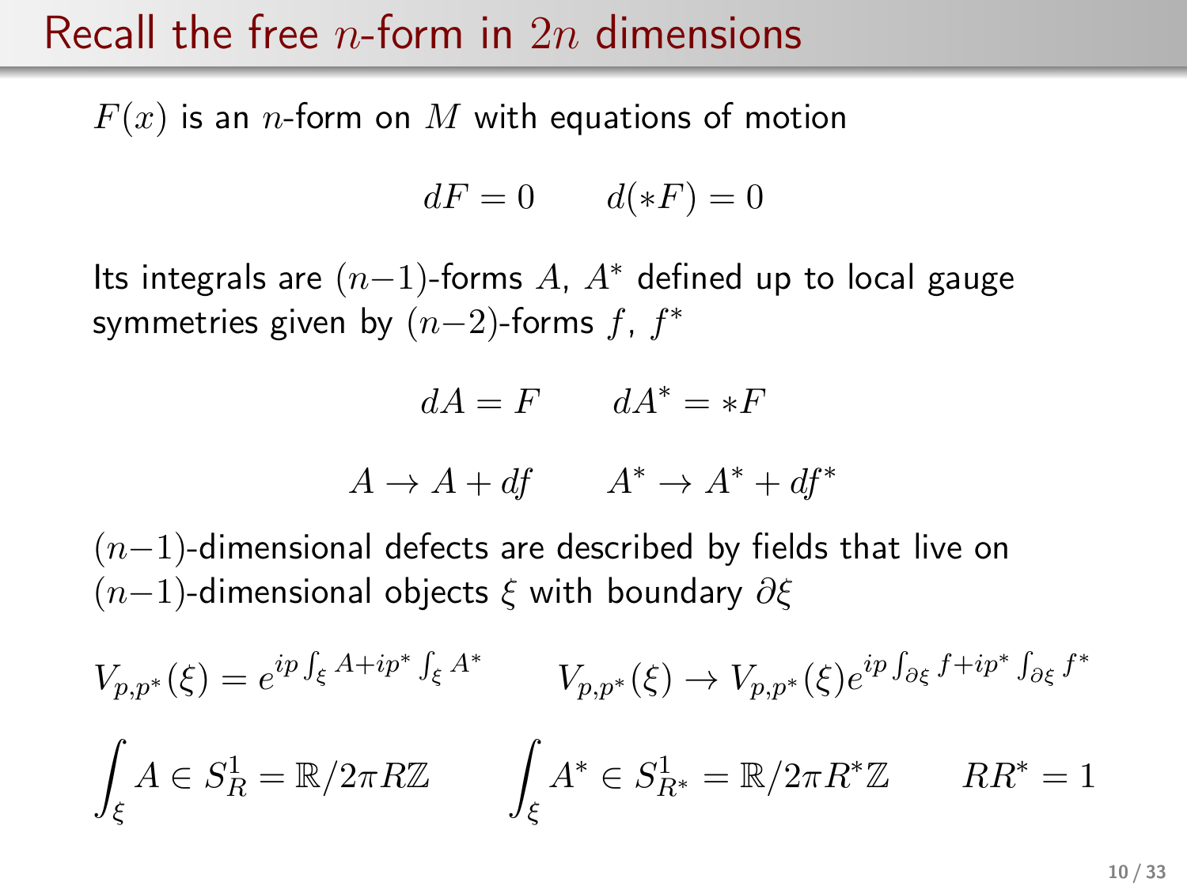# Recall the free $n$-form in $2n$ dimensions

$F(x)$ is an $n$-form on $M$ with equations of motion

$$dF = 0 \qquad d(*F) = 0$$

Its integrals are $(n-1)$-forms $A$, $A^*$ defined up to local gauge symmetries given by $(n-2)$-forms $f$, $f^*$

$$dA = F \qquad dA^* = *F$$

$$A \to A + df \qquad A^* \to A^* + df^*$$

$(n-1)$-dimensional defects are described by fields that live on $(n-1)$-dimensional objects $\xi$ with boundary $\partial\xi$

$$V_{p,p^*}(\xi) = e^{ip\int_\xi A + ip^*\int_\xi A^*} \qquad V_{p,p^*}(\xi) \to V_{p,p^*}(\xi) e^{ip\int_{\partial\xi} f + ip^*\int_{\partial\xi} f^*}$$

$$\int_\xi A \in S^1_R = \mathbb{R}/2\pi R\mathbb{Z} \qquad \int_\xi A^* \in S^1_{R^*} = \mathbb{R}/2\pi R^*\mathbb{Z} \qquad RR^* = 1$$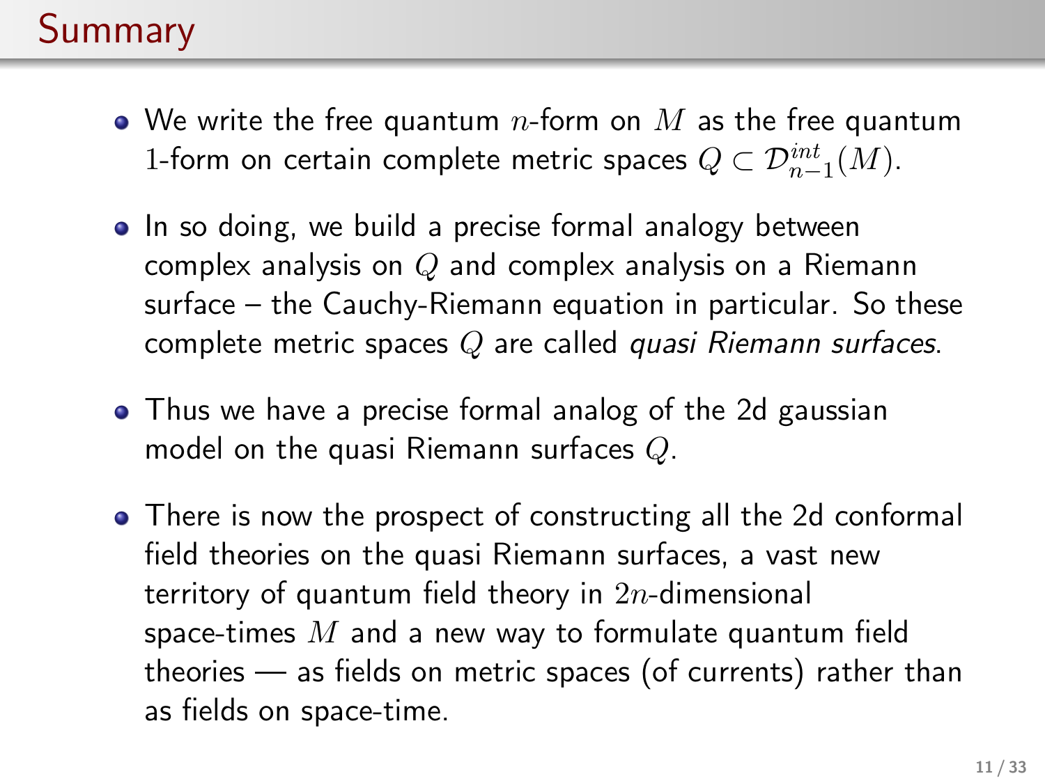# Summary

- We write the free quantum $n$-form on $M$ as the free quantum $1$-form on certain complete metric spaces $Q \subset \mathcal{D}^{int}_{n-1}(M)$.
- In so doing, we build a precise formal analogy between complex analysis on $Q$ and complex analysis on a Riemann surface – the Cauchy-Riemann equation in particular. So these complete metric spaces $Q$ are called *quasi Riemann surfaces*.
- Thus we have a precise formal analog of the 2d gaussian model on the quasi Riemann surfaces $Q$.
- There is now the prospect of constructing all the 2d conformal field theories on the quasi Riemann surfaces, a vast new territory of quantum field theory in $2n$-dimensional space-times $M$ and a new way to formulate quantum field theories — as fields on metric spaces (of currents) rather than as fields on space-time.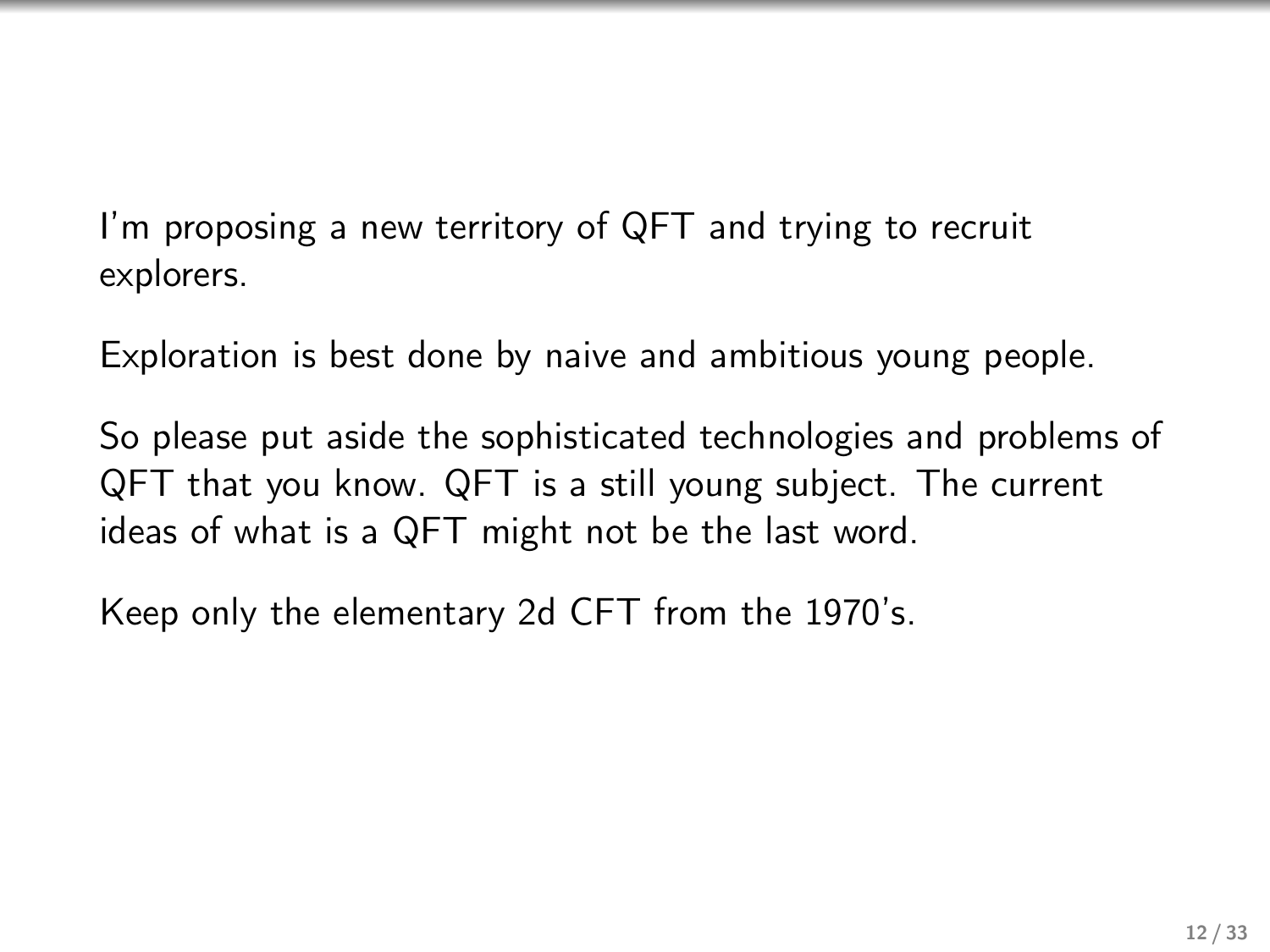I'm proposing a new territory of QFT and trying to recruit explorers.

Exploration is best done by naive and ambitious young people.

So please put aside the sophisticated technologies and problems of QFT that you know. QFT is a still young subject. The current ideas of what is a QFT might not be the last word.

Keep only the elementary 2d CFT from the 1970's.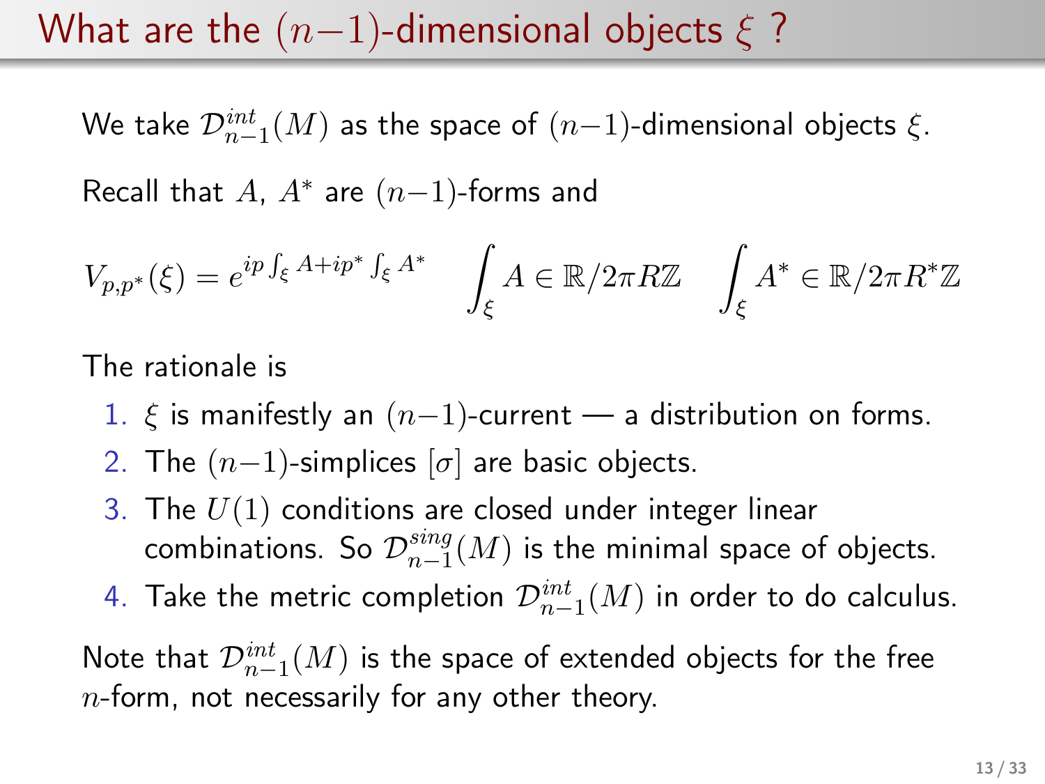# What are the $(n-1)$-dimensional objects $\xi$ ?

We take $\mathcal{D}^{int}_{n-1}(M)$ as the space of $(n-1)$-dimensional objects $\xi$.

Recall that $A$, $A^*$ are $(n-1)$-forms and

$$V_{p,p^*}(\xi) = e^{ip\int_\xi A + ip^*\int_\xi A^*} \qquad \int_\xi A \in \mathbb{R}/2\pi R\mathbb{Z} \qquad \int_\xi A^* \in \mathbb{R}/2\pi R^*\mathbb{Z}$$

The rationale is

1. $\xi$ is manifestly an $(n-1)$-current — a distribution on forms.
2. The $(n-1)$-simplices $[\sigma]$ are basic objects.
3. The $U(1)$ conditions are closed under integer linear combinations. So $\mathcal{D}^{sing}_{n-1}(M)$ is the minimal space of objects.
4. Take the metric completion $\mathcal{D}^{int}_{n-1}(M)$ in order to do calculus.

Note that $\mathcal{D}^{int}_{n-1}(M)$ is the space of extended objects for the free $n$-form, not necessarily for any other theory.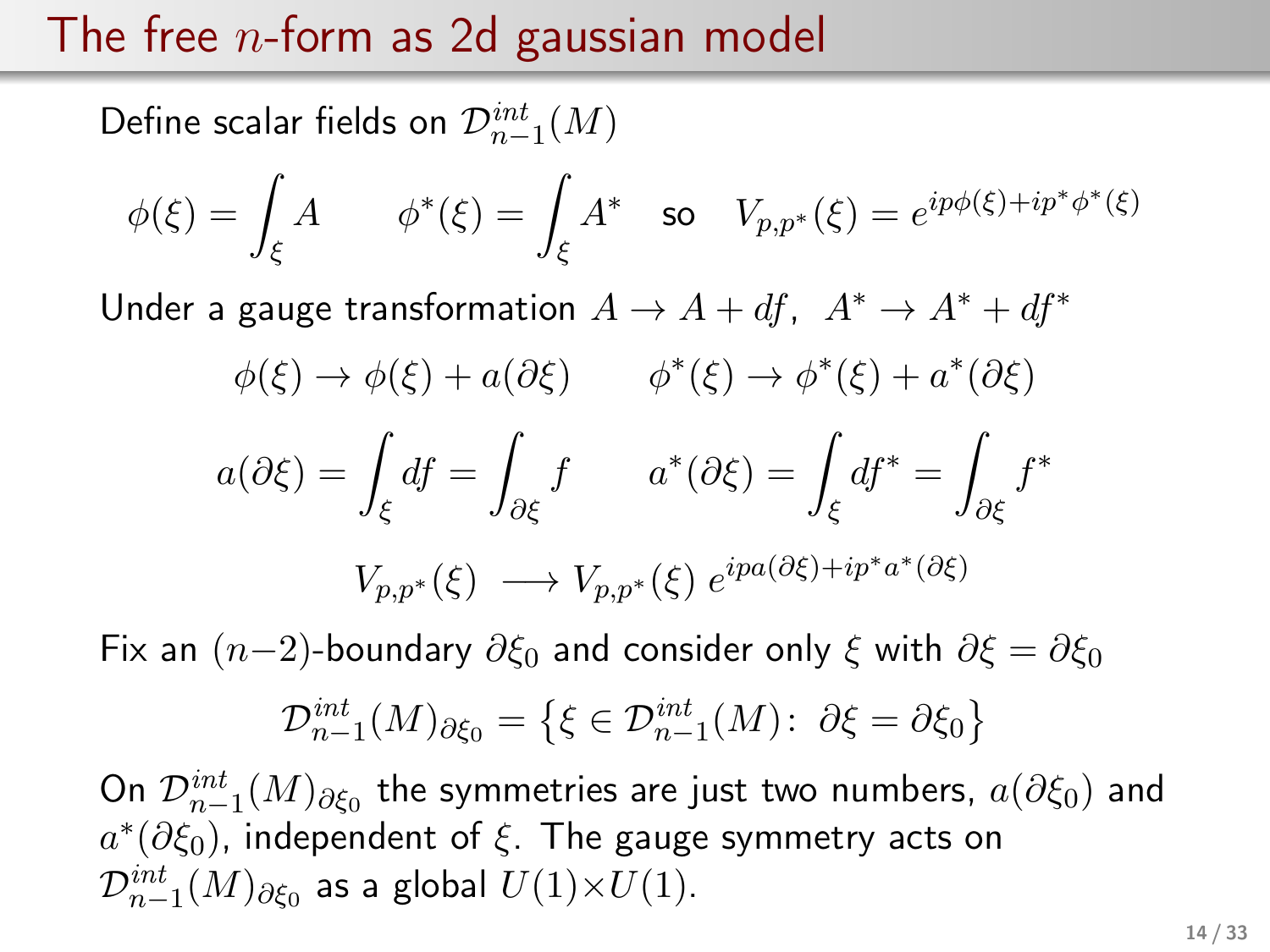# The free $n$-form as 2d gaussian model

Define scalar fields on $\mathcal{D}^{int}_{n-1}(M)$

$$\phi(\xi) = \int_\xi A \qquad \phi^*(\xi) = \int_\xi A^* \quad \text{so} \quad V_{p,p^*}(\xi) = e^{ip\phi(\xi)+ip^*\phi^*(\xi)}$$

Under a gauge transformation $A \to A + df$, $A^* \to A^* + df^*$

$$\phi(\xi) \to \phi(\xi) + a(\partial\xi) \qquad \phi^*(\xi) \to \phi^*(\xi) + a^*(\partial\xi)$$

$$a(\partial\xi) = \int_\xi df = \int_{\partial\xi} f \qquad a^*(\partial\xi) = \int_\xi df^* = \int_{\partial\xi} f^*$$

$$V_{p,p^*}(\xi) \longrightarrow V_{p,p^*}(\xi)\, e^{ipa(\partial\xi)+ip^*a^*(\partial\xi)}$$

Fix an $(n-2)$-boundary $\partial\xi_0$ and consider only $\xi$ with $\partial\xi = \partial\xi_0$

$$\mathcal{D}^{int}_{n-1}(M)_{\partial\xi_0} = \left\{\xi \in \mathcal{D}^{int}_{n-1}(M):\ \partial\xi = \partial\xi_0\right\}$$

On $\mathcal{D}^{int}_{n-1}(M)_{\partial\xi_0}$ the symmetries are just two numbers, $a(\partial\xi_0)$ and $a^*(\partial\xi_0)$, independent of $\xi$. The gauge symmetry acts on $\mathcal{D}^{int}_{n-1}(M)_{\partial\xi_0}$ as a global $U(1)\times U(1)$.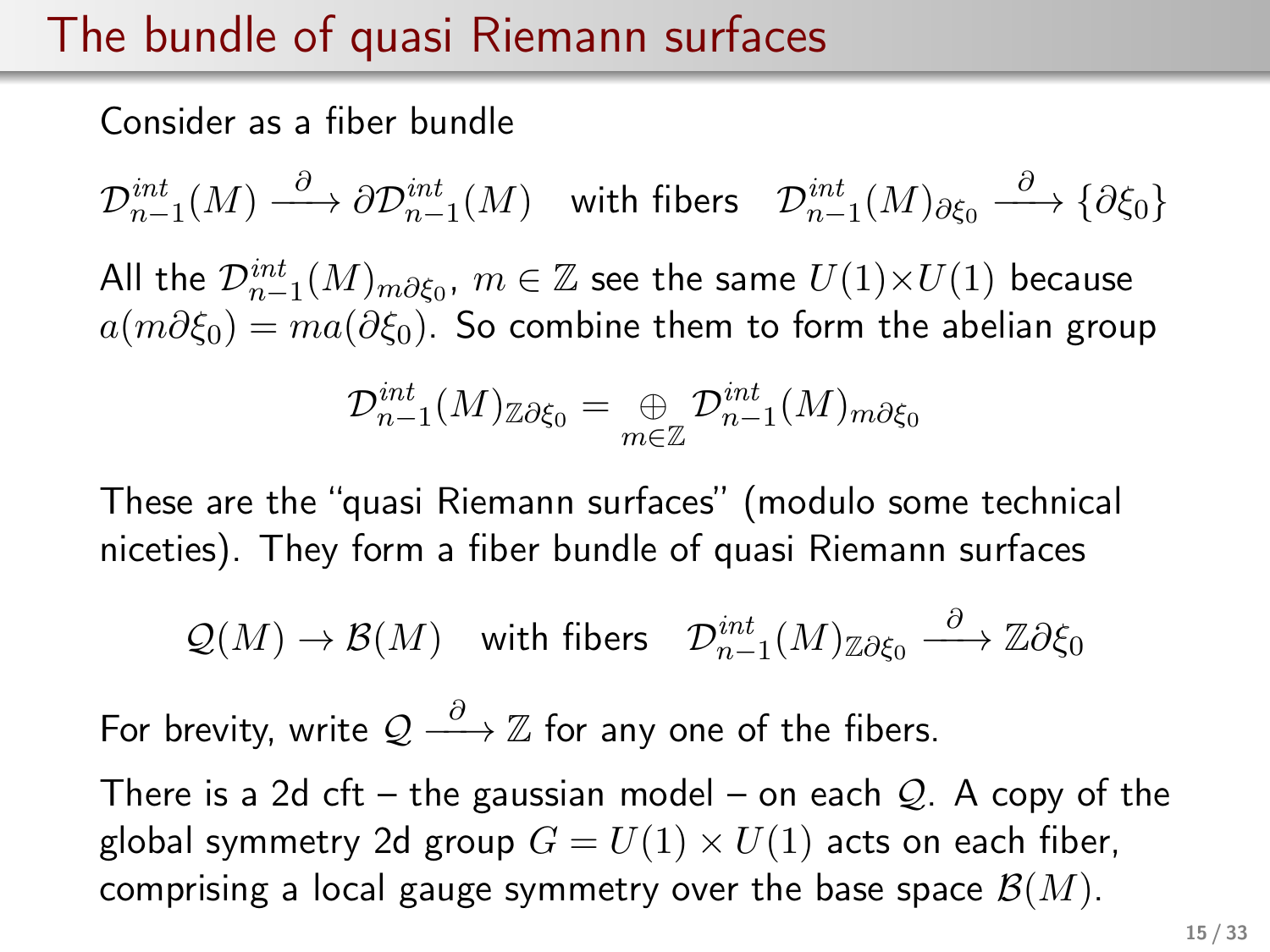# The bundle of quasi Riemann surfaces

Consider as a fiber bundle

$$\mathcal{D}^{int}_{n-1}(M) \xrightarrow{\partial} \partial\mathcal{D}^{int}_{n-1}(M) \quad \text{with fibers} \quad \mathcal{D}^{int}_{n-1}(M)_{\partial\xi_0} \xrightarrow{\partial} \{\partial\xi_0\}$$

All the $\mathcal{D}^{int}_{n-1}(M)_{m\partial\xi_0}$, $m \in \mathbb{Z}$ see the same $U(1)\times U(1)$ because $a(m\partial\xi_0) = ma(\partial\xi_0)$. So combine them to form the abelian group

$$\mathcal{D}^{int}_{n-1}(M)_{\mathbb{Z}\partial\xi_0} = \bigoplus_{m\in\mathbb{Z}} \mathcal{D}^{int}_{n-1}(M)_{m\partial\xi_0}$$

These are the "quasi Riemann surfaces" (modulo some technical niceties). They form a fiber bundle of quasi Riemann surfaces

$$\mathcal{Q}(M) \to \mathcal{B}(M) \quad \text{with fibers} \quad \mathcal{D}^{int}_{n-1}(M)_{\mathbb{Z}\partial\xi_0} \xrightarrow{\partial} \mathbb{Z}\partial\xi_0$$

For brevity, write $\mathcal{Q} \xrightarrow{\partial} \mathbb{Z}$ for any one of the fibers.

There is a 2d cft – the gaussian model – on each $\mathcal{Q}$. A copy of the global symmetry 2d group $G = U(1) \times U(1)$ acts on each fiber, comprising a local gauge symmetry over the base space $\mathcal{B}(M)$.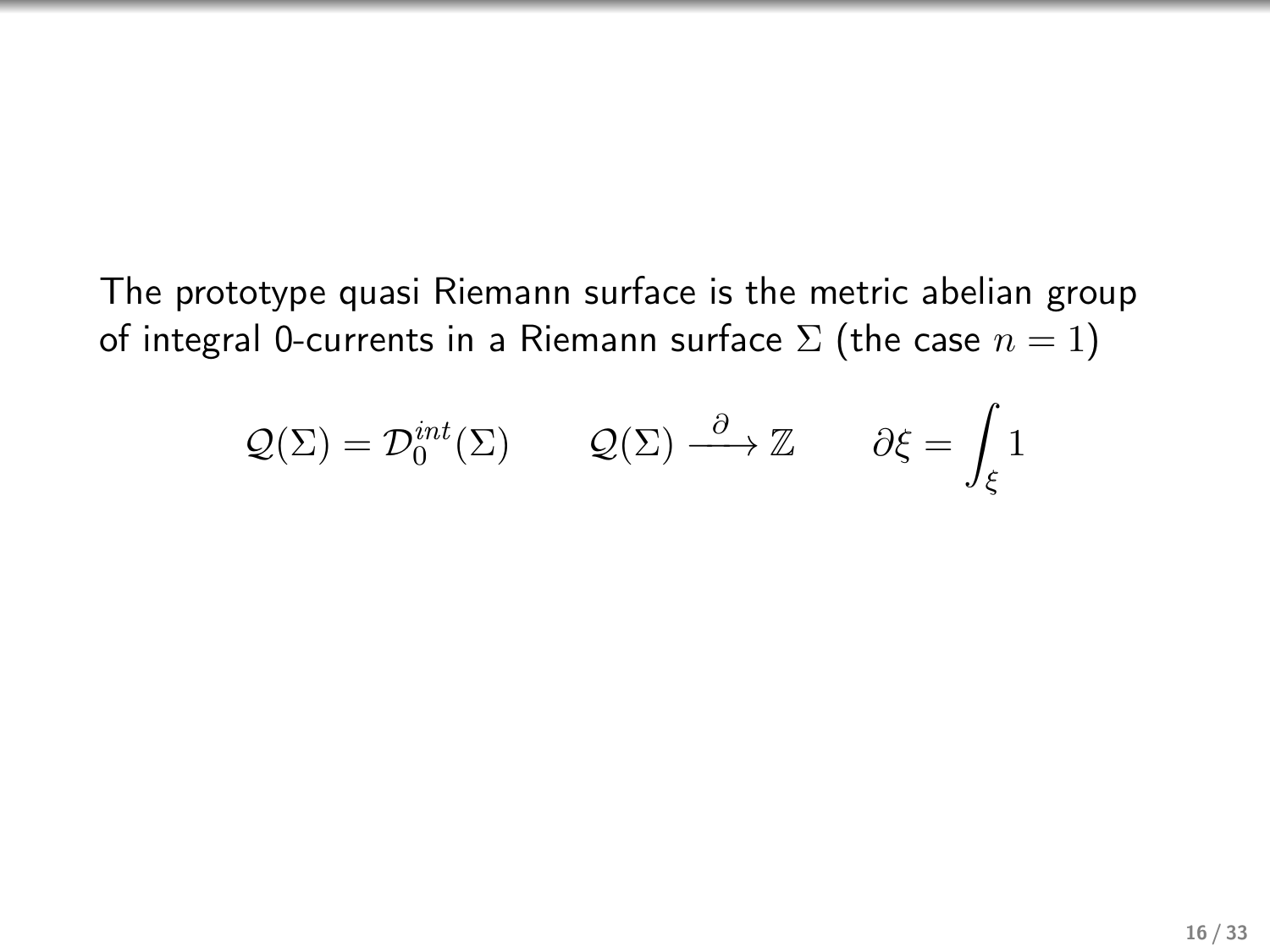The prototype quasi Riemann surface is the metric abelian group of integral 0-currents in a Riemann surface $\Sigma$ (the case $n = 1$)

$$\mathcal{Q}(\Sigma) = \mathcal{D}_0^{int}(\Sigma) \qquad \mathcal{Q}(\Sigma) \xrightarrow{\partial} \mathbb{Z} \qquad \partial\xi = \int_\xi 1$$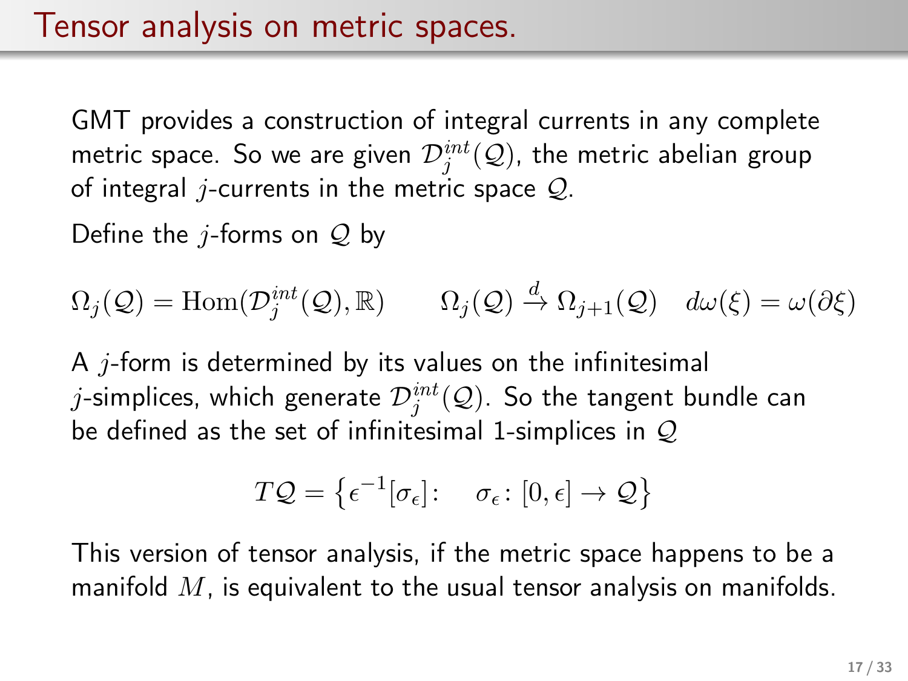# Tensor analysis on metric spaces.

GMT provides a construction of integral currents in any complete metric space. So we are given $\mathcal{D}_j^{int}(\mathcal{Q})$, the metric abelian group of integral $j$-currents in the metric space $\mathcal{Q}$.

Define the $j$-forms on $\mathcal{Q}$ by

$$\Omega_j(\mathcal{Q}) = \mathrm{Hom}(\mathcal{D}_j^{int}(\mathcal{Q}), \mathbb{R}) \qquad \Omega_j(\mathcal{Q}) \xrightarrow{d} \Omega_{j+1}(\mathcal{Q}) \quad d\omega(\xi) = \omega(\partial\xi)$$

A $j$-form is determined by its values on the infinitesimal $j$-simplices, which generate $\mathcal{D}_j^{int}(\mathcal{Q})$. So the tangent bundle can be defined as the set of infinitesimal 1-simplices in $\mathcal{Q}$

$$T\mathcal{Q} = \left\{ \epsilon^{-1}[\sigma_\epsilon] \colon \quad \sigma_\epsilon \colon [0, \epsilon] \to \mathcal{Q} \right\}$$

This version of tensor analysis, if the metric space happens to be a manifold $M$, is equivalent to the usual tensor analysis on manifolds.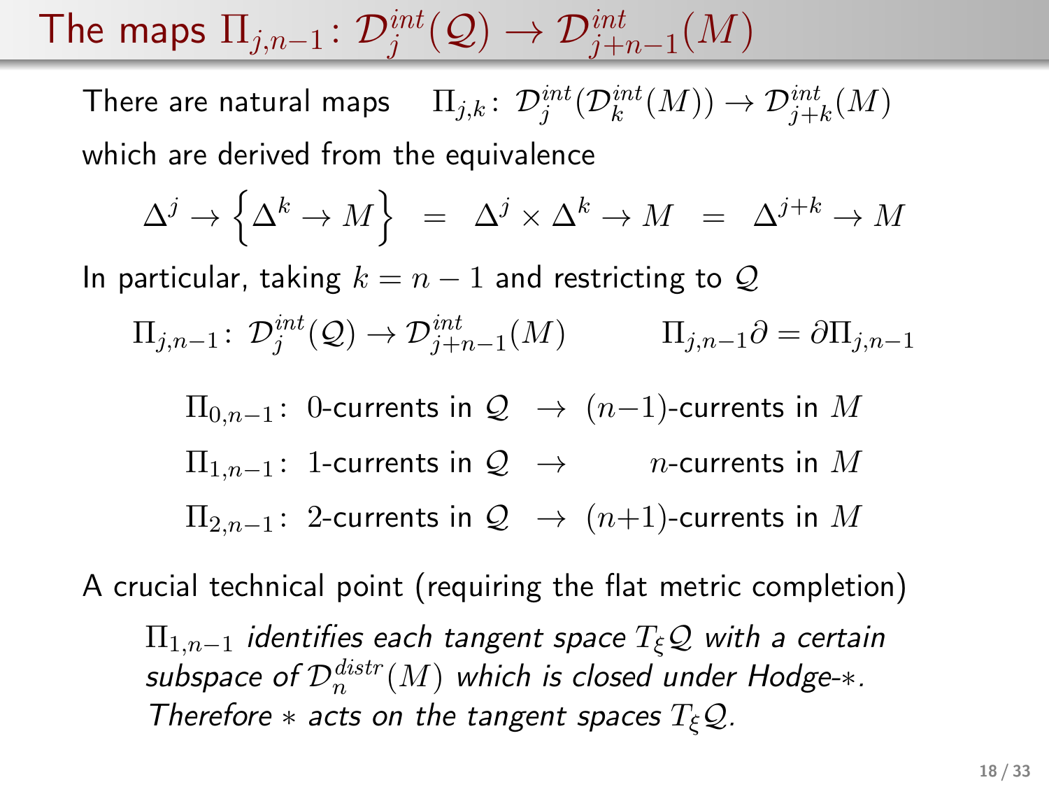# The maps $\Pi_{j,n-1}\colon \mathcal{D}^{int}_j(\mathcal{Q}) \to \mathcal{D}^{int}_{j+n-1}(M)$

There are natural maps $\quad \Pi_{j,k}\colon \mathcal{D}^{int}_j(\mathcal{D}^{int}_k(M)) \to \mathcal{D}^{int}_{j+k}(M)$

which are derived from the equivalence

$$\Delta^j \to \left\{\Delta^k \to M\right\} \;=\; \Delta^j \times \Delta^k \to M \;=\; \Delta^{j+k} \to M$$

In particular, taking $k = n-1$ and restricting to $\mathcal{Q}$

$$\Pi_{j,n-1}\colon \mathcal{D}^{int}_j(\mathcal{Q}) \to \mathcal{D}^{int}_{j+n-1}(M) \qquad\qquad \Pi_{j,n-1}\partial = \partial\Pi_{j,n-1}$$

$\Pi_{0,n-1}\colon$ 0-currents in $\mathcal{Q}$ $\;\to\;$ $(n-1)$-currents in $M$

$\Pi_{1,n-1}\colon$ 1-currents in $\mathcal{Q}$ $\;\to\;$ $n$-currents in $M$

$\Pi_{2,n-1}\colon$ 2-currents in $\mathcal{Q}$ $\;\to\;$ $(n+1)$-currents in $M$

A crucial technical point (requiring the flat metric completion)

> $\Pi_{1,n-1}$ *identifies each tangent space* $T_\xi\mathcal{Q}$ *with a certain subspace of* $\mathcal{D}^{distr}_n(M)$ *which is closed under Hodge-*$*$*. Therefore* $*$ *acts on the tangent spaces* $T_\xi\mathcal{Q}$*.*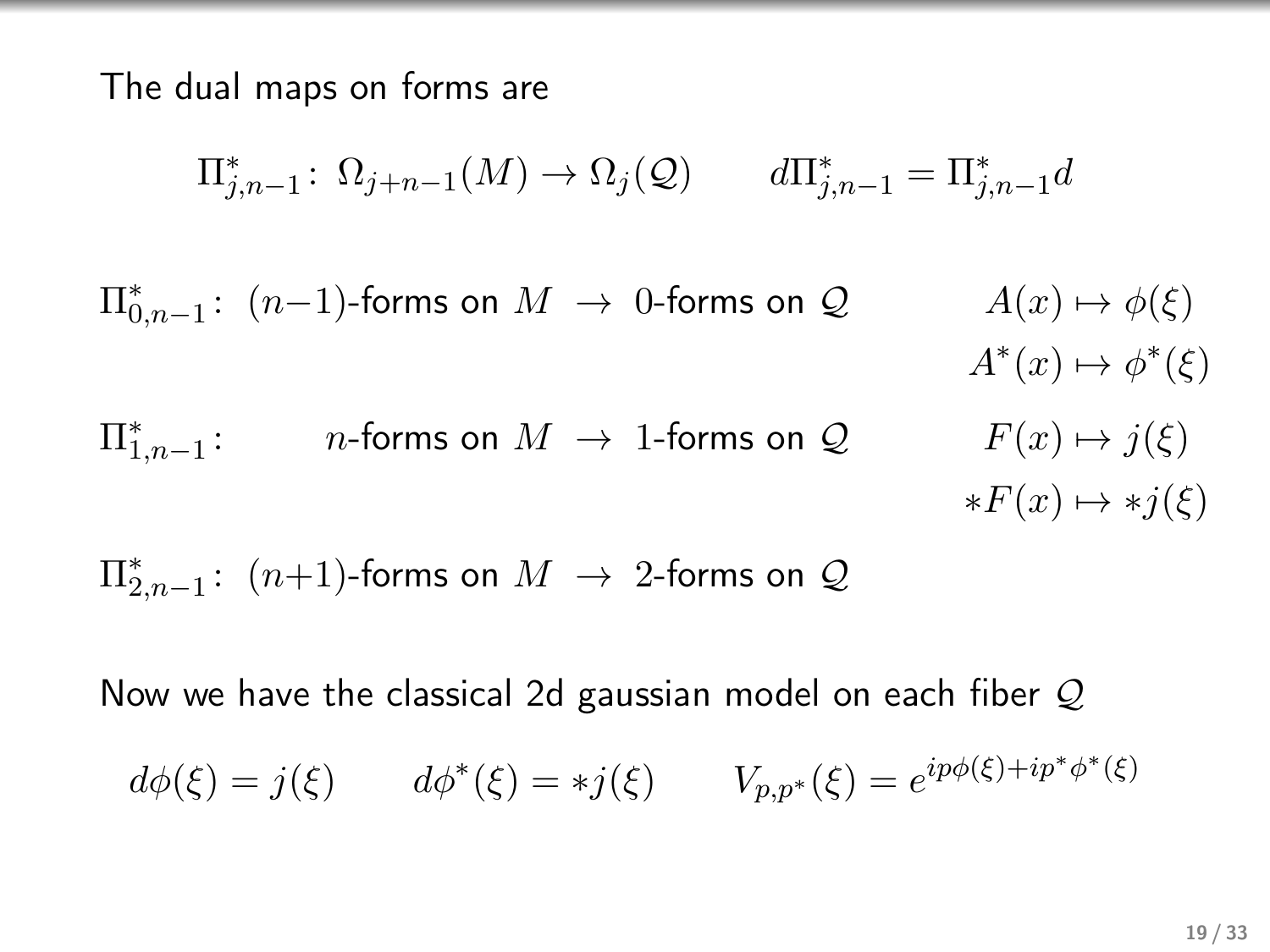The dual maps on forms are

$$\Pi^*_{j,n-1}\colon\ \Omega_{j+n-1}(M) \to \Omega_j(\mathcal{Q}) \qquad d\Pi^*_{j,n-1} = \Pi^*_{j,n-1} d$$

$\Pi^*_{0,n-1}$: $(n-1)$-forms on $M$ $\to$ $0$-forms on $\mathcal{Q}$ $\qquad A(x) \mapsto \phi(\xi)$, $\quad A^*(x) \mapsto \phi^*(\xi)$

$\Pi^*_{1,n-1}$: $n$-forms on $M$ $\to$ $1$-forms on $\mathcal{Q}$ $\qquad F(x) \mapsto j(\xi)$, $\quad *F(x) \mapsto *j(\xi)$

$\Pi^*_{2,n-1}$: $(n+1)$-forms on $M$ $\to$ $2$-forms on $\mathcal{Q}$

Now we have the classical 2d gaussian model on each fiber $\mathcal{Q}$

$$d\phi(\xi) = j(\xi) \qquad d\phi^*(\xi) = *j(\xi) \qquad V_{p,p^*}(\xi) = e^{ip\phi(\xi)+ip^*\phi^*(\xi)}$$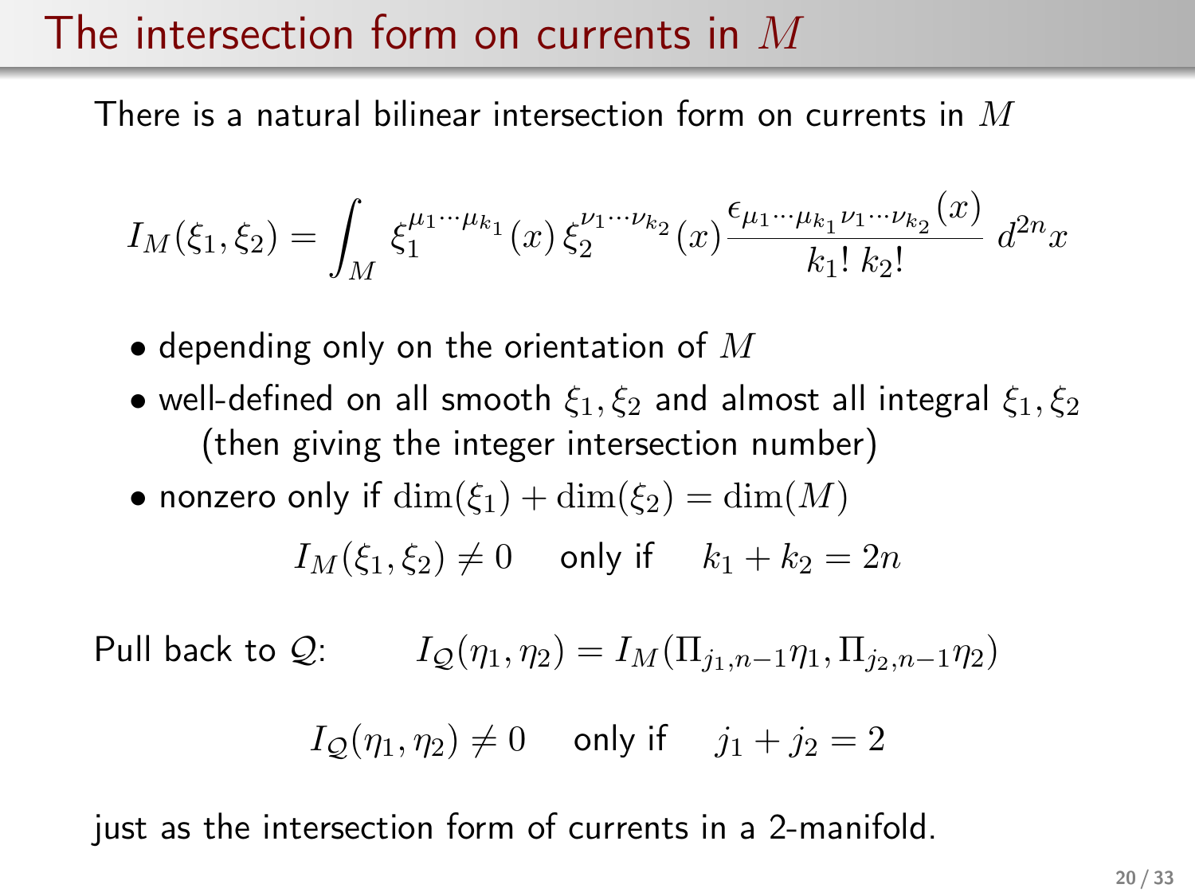# The intersection form on currents in $M$

There is a natural bilinear intersection form on currents in $M$

$$I_M(\xi_1, \xi_2) = \int_M \xi_1^{\mu_1 \cdots \mu_{k_1}}(x)\, \xi_2^{\nu_1 \cdots \nu_{k_2}}(x) \frac{\epsilon_{\mu_1 \cdots \mu_{k_1} \nu_1 \cdots \nu_{k_2}}(x)}{k_1!\, k_2!}\, d^{2n}x$$

- depending only on the orientation of $M$
- well-defined on all smooth $\xi_1, \xi_2$ and almost all integral $\xi_1, \xi_2$ (then giving the integer intersection number)
- nonzero only if $\dim(\xi_1) + \dim(\xi_2) = \dim(M)$

$$I_M(\xi_1, \xi_2) \neq 0 \quad \text{only if} \quad k_1 + k_2 = 2n$$

Pull back to $\mathcal{Q}$: $\quad I_{\mathcal{Q}}(\eta_1, \eta_2) = I_M(\Pi_{j_1, n-1}\eta_1, \Pi_{j_2, n-1}\eta_2)$

$$I_{\mathcal{Q}}(\eta_1, \eta_2) \neq 0 \quad \text{only if} \quad j_1 + j_2 = 2$$

just as the intersection form of currents in a 2-manifold.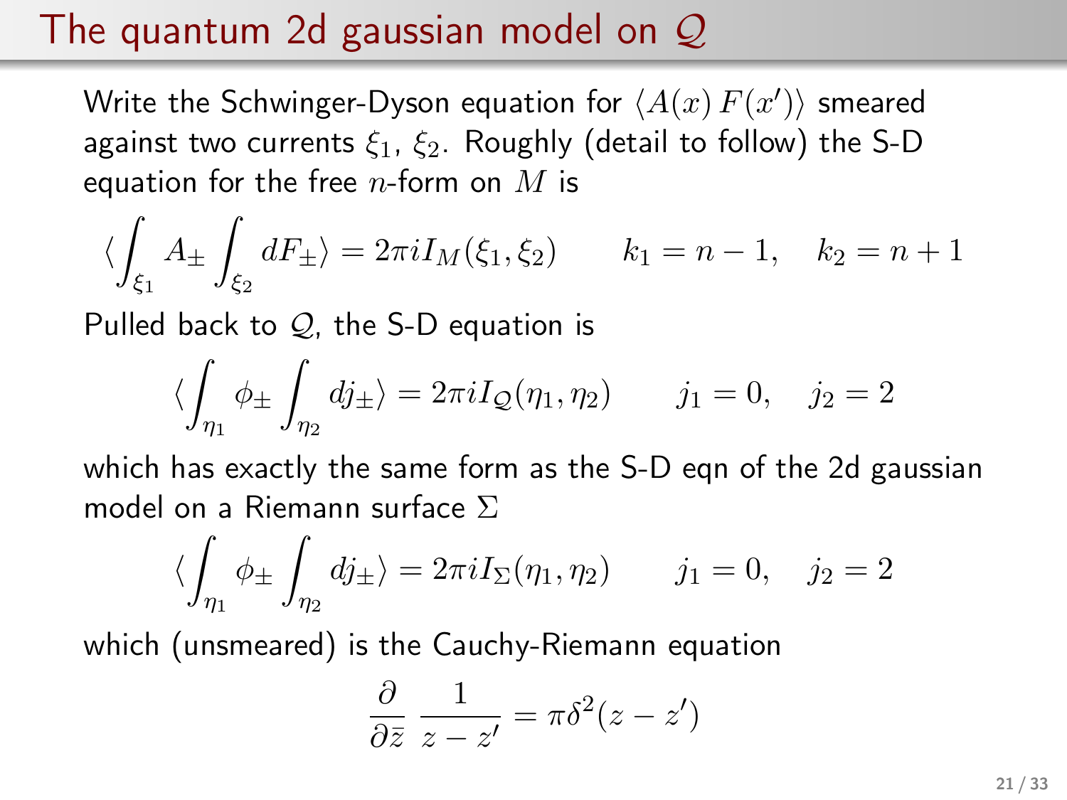# The quantum 2d gaussian model on $\mathcal{Q}$

Write the Schwinger-Dyson equation for $\langle A(x)\, F(x')\rangle$ smeared against two currents $\xi_1$, $\xi_2$. Roughly (detail to follow) the S-D equation for the free $n$-form on $M$ is

$$\langle \int_{\xi_1} A_\pm \int_{\xi_2} dF_\pm \rangle = 2\pi i I_M(\xi_1, \xi_2) \qquad k_1 = n-1, \quad k_2 = n+1$$

Pulled back to $\mathcal{Q}$, the S-D equation is

$$\langle \int_{\eta_1} \phi_\pm \int_{\eta_2} dj_\pm \rangle = 2\pi i I_{\mathcal{Q}}(\eta_1, \eta_2) \qquad j_1 = 0, \quad j_2 = 2$$

which has exactly the same form as the S-D eqn of the 2d gaussian model on a Riemann surface $\Sigma$

$$\langle \int_{\eta_1} \phi_\pm \int_{\eta_2} dj_\pm \rangle = 2\pi i I_{\Sigma}(\eta_1, \eta_2) \qquad j_1 = 0, \quad j_2 = 2$$

which (unsmeared) is the Cauchy-Riemann equation

$$\frac{\partial}{\partial \bar{z}}\, \frac{1}{z - z'} = \pi \delta^2(z - z')$$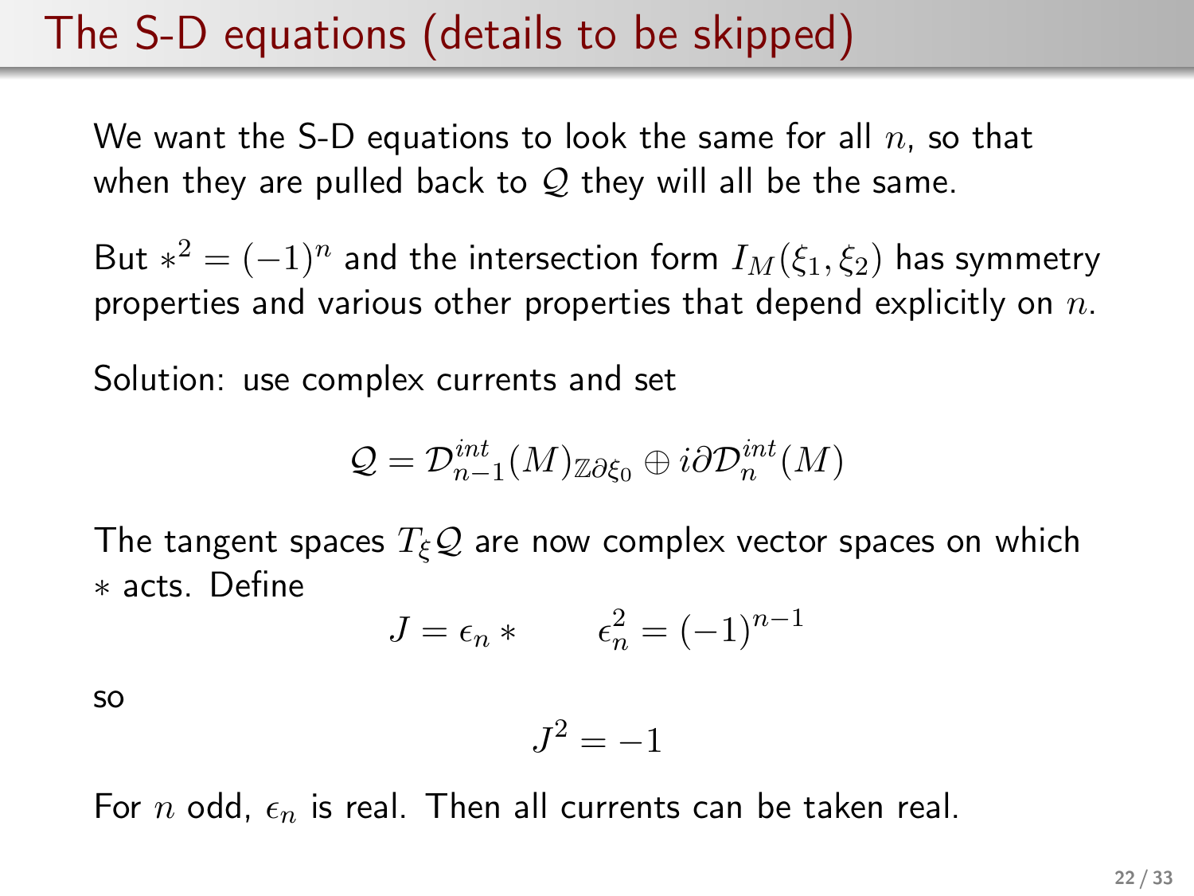# The S-D equations (details to be skipped)

We want the S-D equations to look the same for all $n$, so that when they are pulled back to $\mathcal{Q}$ they will all be the same.

But $*^2 = (-1)^n$ and the intersection form $I_M(\xi_1, \xi_2)$ has symmetry properties and various other properties that depend explicitly on $n$.

Solution: use complex currents and set

$$\mathcal{Q} = \mathcal{D}_{n-1}^{int}(M)_{\mathbb{Z}\partial\xi_0} \oplus i\partial\mathcal{D}_n^{int}(M)$$

The tangent spaces $T_\xi\mathcal{Q}$ are now complex vector spaces on which $*$ acts. Define

$$J = \epsilon_n * \qquad \epsilon_n^2 = (-1)^{n-1}$$

so

$$J^2 = -1$$

For $n$ odd, $\epsilon_n$ is real. Then all currents can be taken real.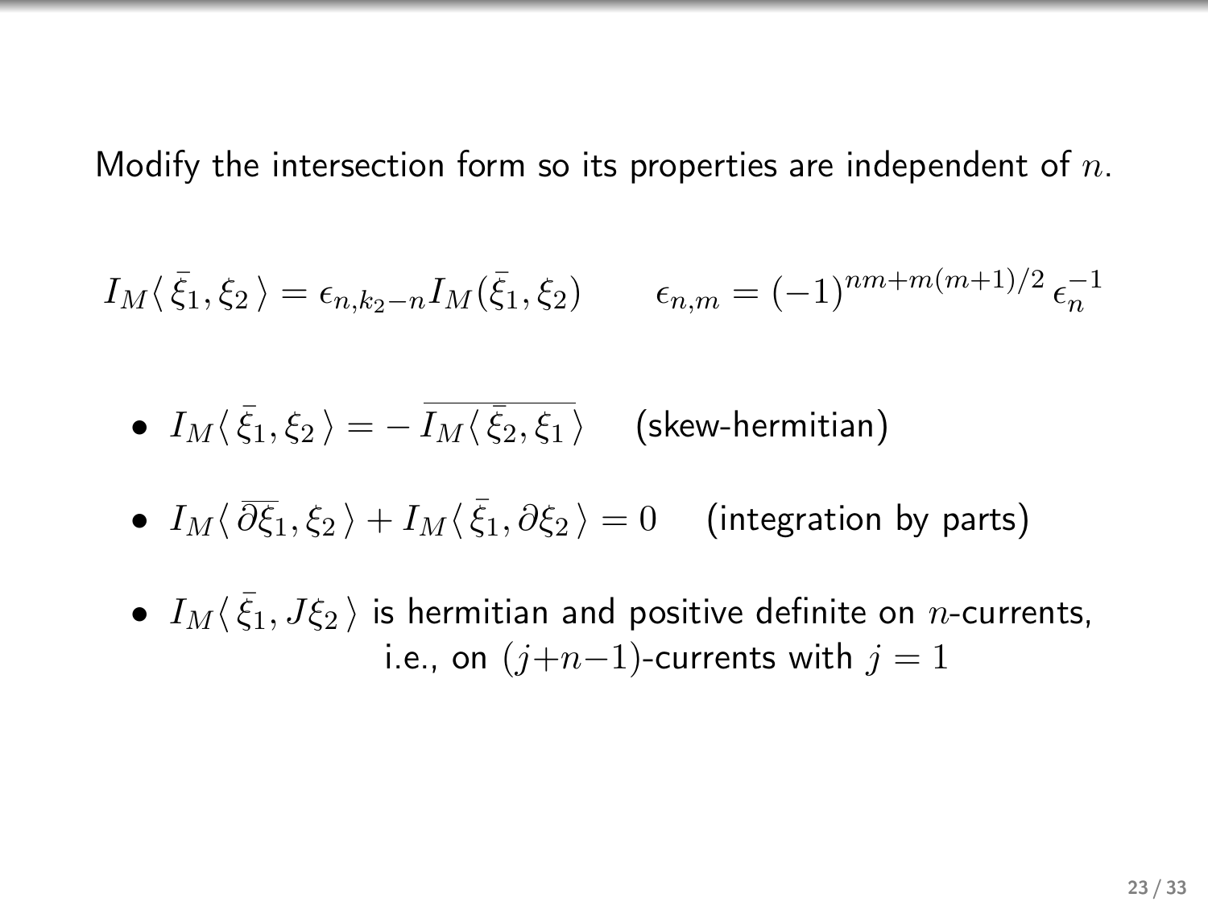Modify the intersection form so its properties are independent of $n$.

$$I_M\langle\, \bar{\xi_1}, \xi_2 \,\rangle = \epsilon_{n,k_2-n} I_M(\bar{\xi_1}, \xi_2) \qquad \epsilon_{n,m} = (-1)^{nm+m(m+1)/2}\, \epsilon_n^{-1}$$

- $I_M\langle\, \bar{\xi_1}, \xi_2 \,\rangle = -\,\overline{I_M\langle\, \bar{\xi_2}, \xi_1 \,\rangle}$ (skew-hermitian)
- $I_M\langle\, \overline{\partial \xi_1}, \xi_2 \,\rangle + I_M\langle\, \bar{\xi_1}, \partial \xi_2 \,\rangle = 0$ (integration by parts)
- $I_M\langle\, \bar{\xi_1}, J\xi_2 \,\rangle$ is hermitian and positive definite on $n$-currents, i.e., on $(j+n-1)$-currents with $j = 1$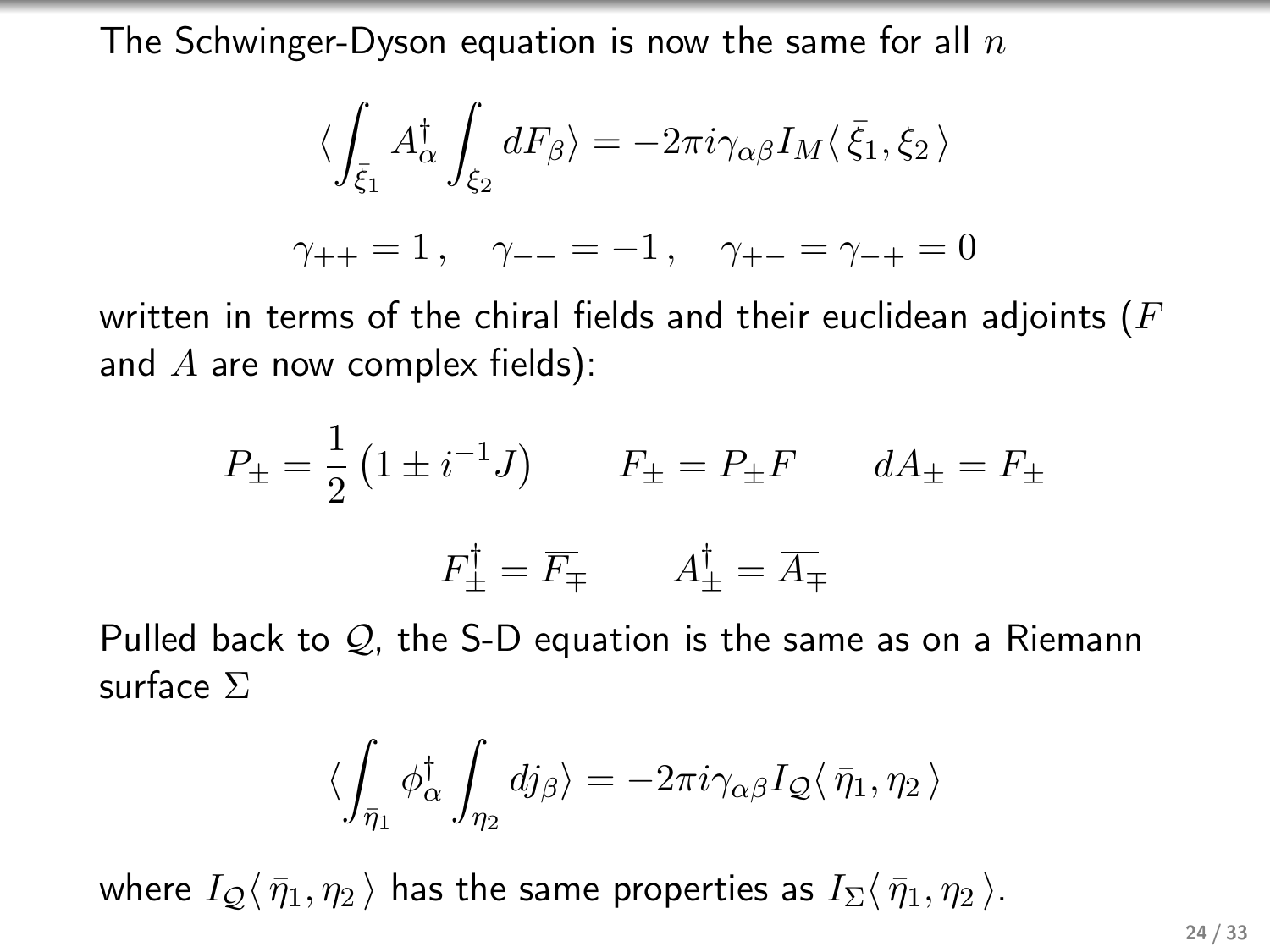The Schwinger-Dyson equation is now the same for all $n$

$$\langle \int_{\bar{\xi}_1} A^\dagger_\alpha \int_{\xi_2} dF_\beta \rangle = -2\pi i \gamma_{\alpha\beta} I_M \langle \bar{\xi}_1, \xi_2 \rangle$$

$$\gamma_{++} = 1 \,, \quad \gamma_{--} = -1 \,, \quad \gamma_{+-} = \gamma_{-+} = 0$$

written in terms of the chiral fields and their euclidean adjoints ($F$ and $A$ are now complex fields):

$$P_\pm = \frac{1}{2}\left(1 \pm i^{-1} J\right) \qquad F_\pm = P_\pm F \qquad dA_\pm = F_\pm$$

$$F^\dagger_\pm = \overline{F_\mp} \qquad A^\dagger_\pm = \overline{A_\mp}$$

Pulled back to $\mathcal{Q}$, the S-D equation is the same as on a Riemann surface $\Sigma$

$$\langle \int_{\bar{\eta}_1} \phi^\dagger_\alpha \int_{\eta_2} dj_\beta \rangle = -2\pi i \gamma_{\alpha\beta} I_{\mathcal{Q}} \langle \bar{\eta}_1, \eta_2 \rangle$$

where $I_{\mathcal{Q}} \langle \bar{\eta}_1, \eta_2 \rangle$ has the same properties as $I_\Sigma \langle \bar{\eta}_1, \eta_2 \rangle$.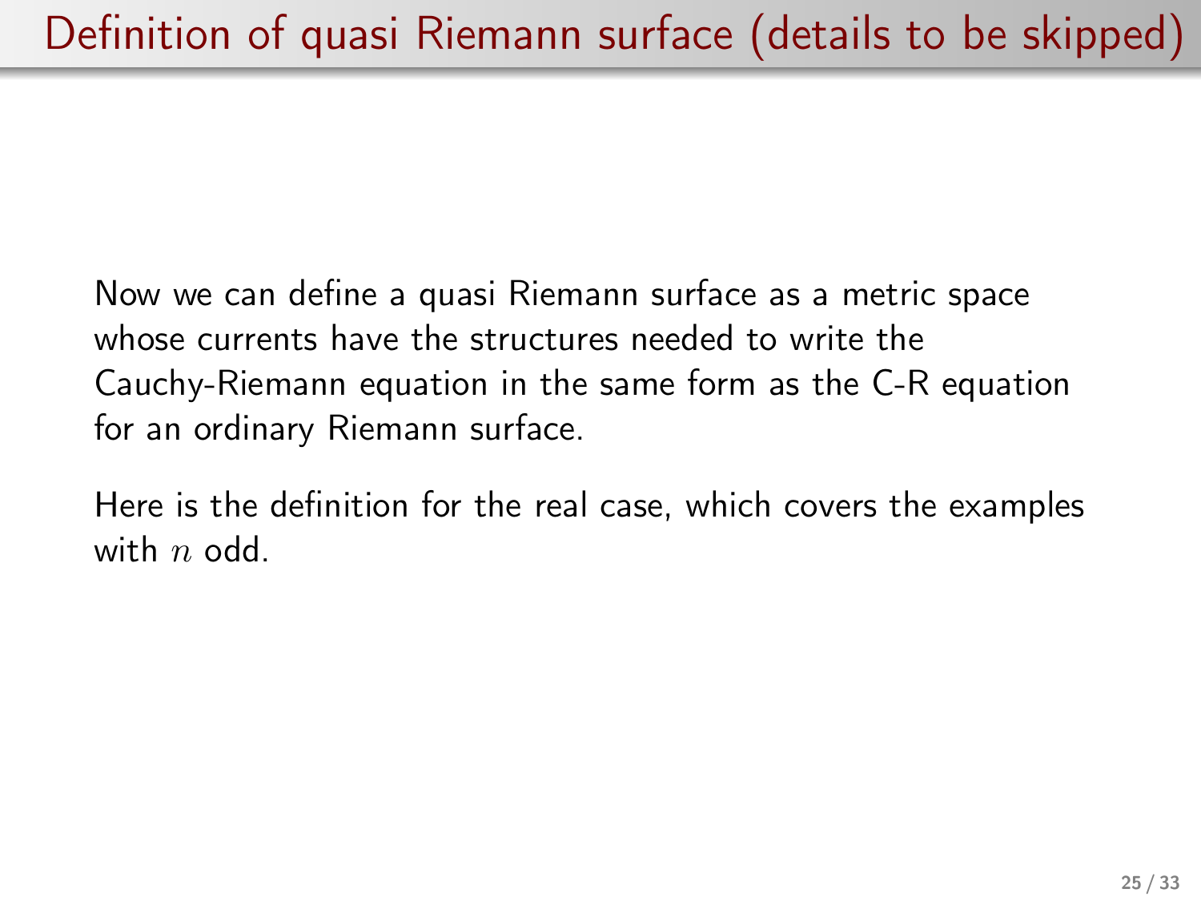# Definition of quasi Riemann surface (details to be skipped)

Now we can define a quasi Riemann surface as a metric space whose currents have the structures needed to write the Cauchy-Riemann equation in the same form as the C-R equation for an ordinary Riemann surface.

Here is the definition for the real case, which covers the examples with $n$ odd.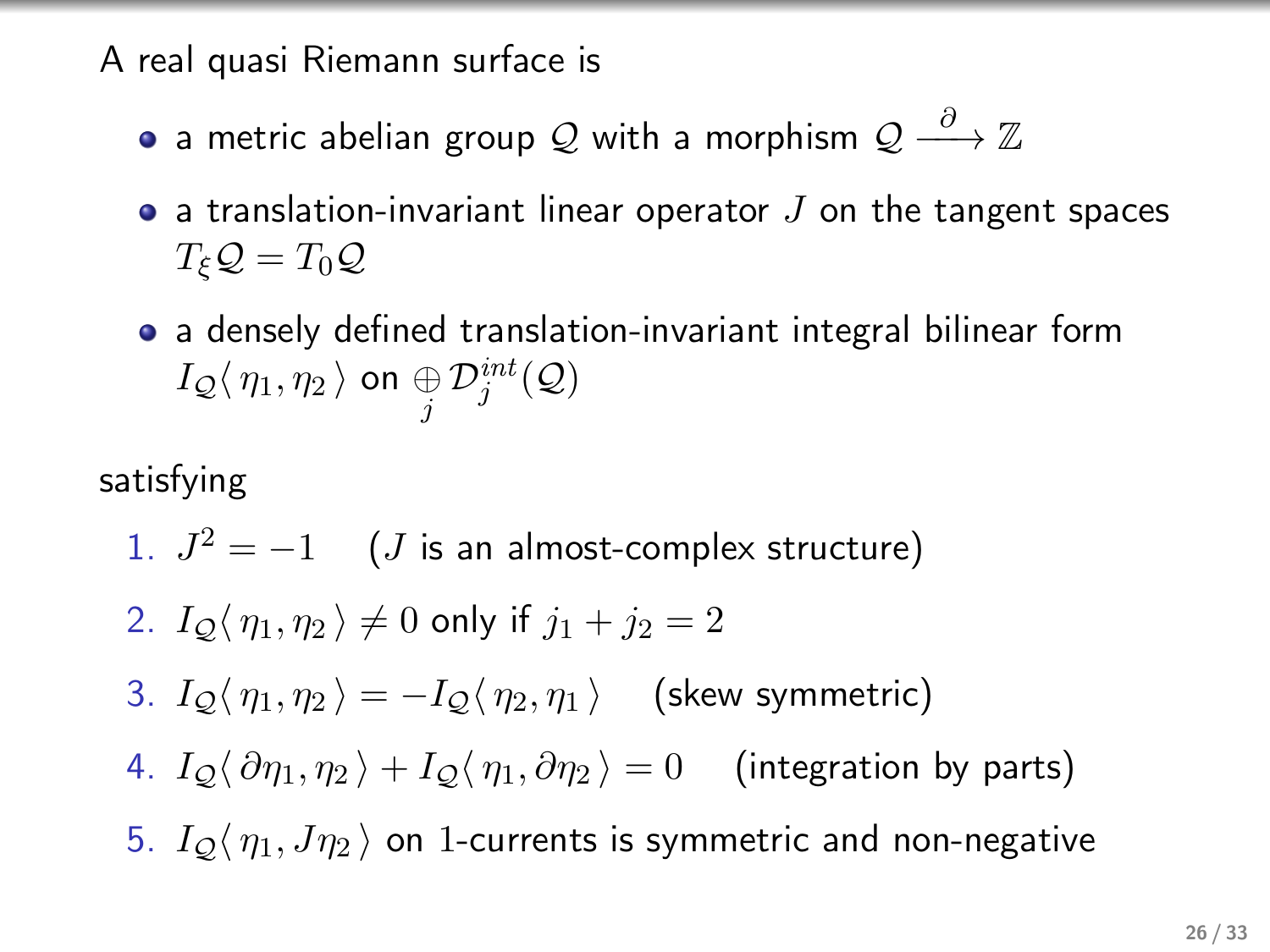A real quasi Riemann surface is

- a metric abelian group $\mathcal{Q}$ with a morphism $\mathcal{Q} \xrightarrow{\partial} \mathbb{Z}$
- a translation-invariant linear operator $J$ on the tangent spaces $T_\xi \mathcal{Q} = T_0 \mathcal{Q}$
- a densely defined translation-invariant integral bilinear form $I_{\mathcal{Q}}\langle\, \eta_1, \eta_2 \,\rangle$ on $\bigoplus_j \mathcal{D}^{int}_j(\mathcal{Q})$

satisfying

1. $J^2 = -1$ &nbsp;&nbsp;&nbsp; ($J$ is an almost-complex structure)
2. $I_{\mathcal{Q}}\langle\, \eta_1, \eta_2 \,\rangle \neq 0$ only if $j_1 + j_2 = 2$
3. $I_{\mathcal{Q}}\langle\, \eta_1, \eta_2 \,\rangle = -I_{\mathcal{Q}}\langle\, \eta_2, \eta_1 \,\rangle$ &nbsp;&nbsp;&nbsp; (skew symmetric)
4. $I_{\mathcal{Q}}\langle\, \partial\eta_1, \eta_2 \,\rangle + I_{\mathcal{Q}}\langle\, \eta_1, \partial\eta_2 \,\rangle = 0$ &nbsp;&nbsp;&nbsp; (integration by parts)
5. $I_{\mathcal{Q}}\langle\, \eta_1, J\eta_2 \,\rangle$ on $1$-currents is symmetric and non-negative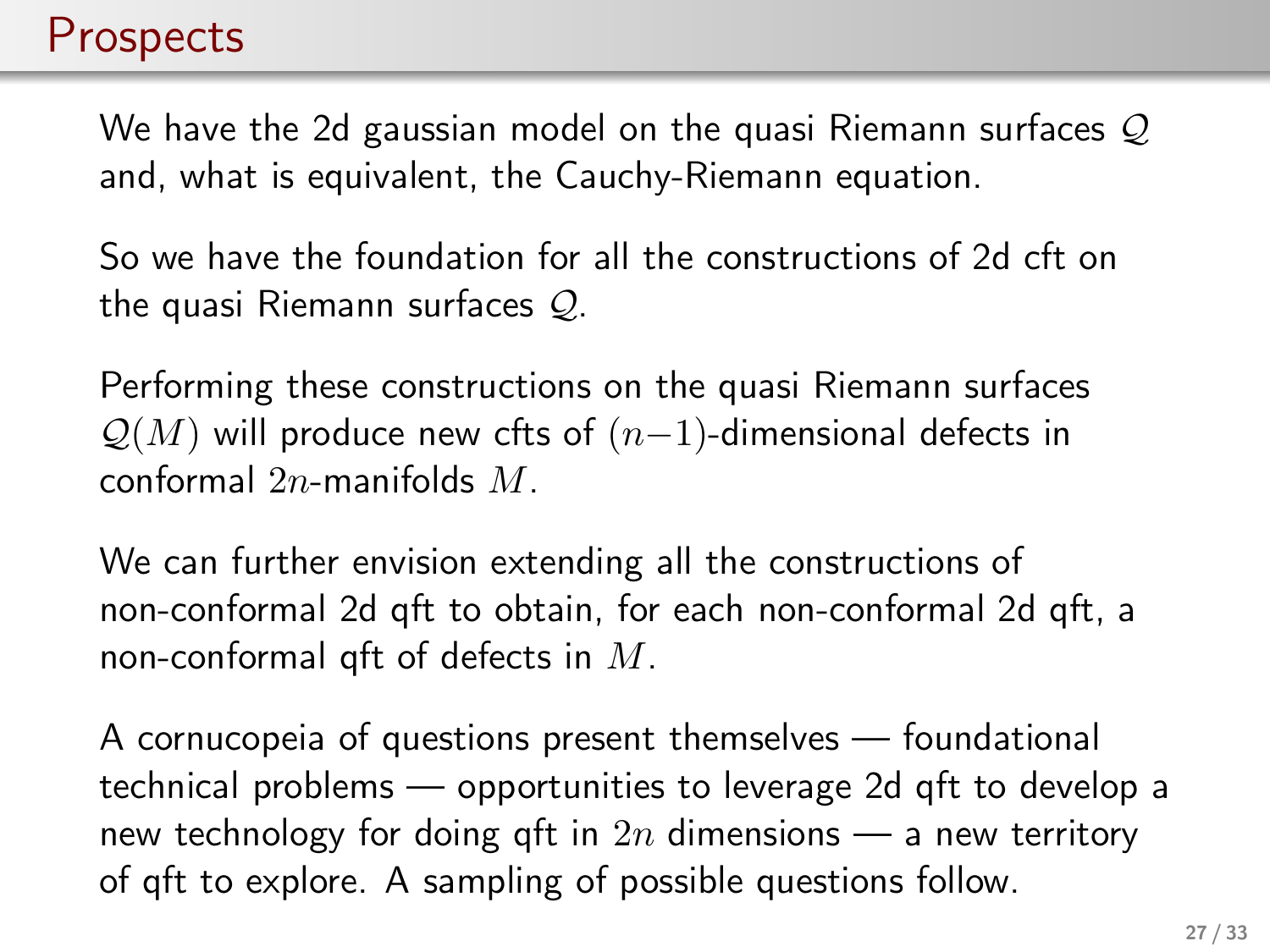# Prospects

We have the 2d gaussian model on the quasi Riemann surfaces $\mathcal{Q}$ and, what is equivalent, the Cauchy-Riemann equation.

So we have the foundation for all the constructions of 2d cft on the quasi Riemann surfaces $\mathcal{Q}$.

Performing these constructions on the quasi Riemann surfaces $\mathcal{Q}(M)$ will produce new cfts of $(n-1)$-dimensional defects in conformal $2n$-manifolds $M$.

We can further envision extending all the constructions of non-conformal 2d qft to obtain, for each non-conformal 2d qft, a non-conformal qft of defects in $M$.

A cornucopeia of questions present themselves — foundational technical problems — opportunities to leverage 2d qft to develop a new technology for doing qft in $2n$ dimensions — a new territory of qft to explore. A sampling of possible questions follow.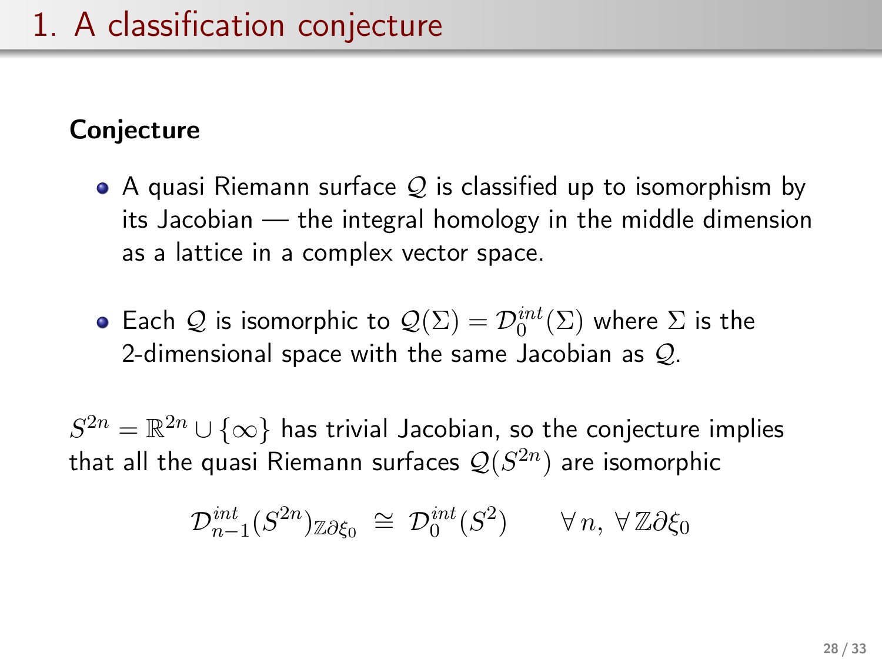# 1. A classification conjecture

**Conjecture**

- A quasi Riemann surface $\mathcal{Q}$ is classified up to isomorphism by its Jacobian — the integral homology in the middle dimension as a lattice in a complex vector space.
- Each $\mathcal{Q}$ is isomorphic to $\mathcal{Q}(\Sigma) = \mathcal{D}_0^{int}(\Sigma)$ where $\Sigma$ is the 2-dimensional space with the same Jacobian as $\mathcal{Q}$.

$S^{2n} = \mathbb{R}^{2n} \cup \{\infty\}$ has trivial Jacobian, so the conjecture implies that all the quasi Riemann surfaces $\mathcal{Q}(S^{2n})$ are isomorphic

$$\mathcal{D}_{n-1}^{int}(S^{2n})_{\mathbb{Z}\partial\xi_0} \cong \mathcal{D}_0^{int}(S^2) \qquad \forall\, n,\ \forall\, \mathbb{Z}\partial\xi_0$$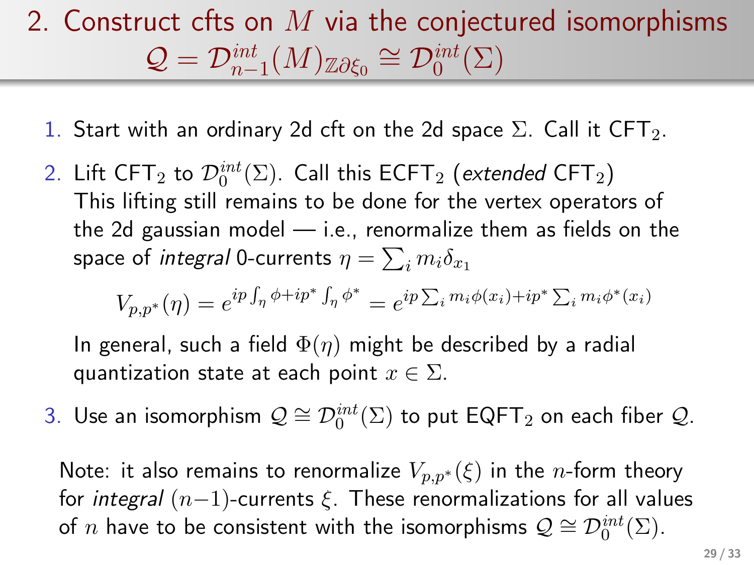## 2. Construct cfts on $M$ via the conjectured isomorphisms $\mathcal{Q} = \mathcal{D}^{int}_{n-1}(M)_{\mathbb{Z}\partial\xi_0} \cong \mathcal{D}^{int}_0(\Sigma)$

1. Start with an ordinary 2d cft on the 2d space $\Sigma$. Call it $\mathsf{CFT}_2$.
2. Lift $\mathsf{CFT}_2$ to $\mathcal{D}^{int}_0(\Sigma)$. Call this $\mathsf{ECFT}_2$ (*extended* $\mathsf{CFT}_2$) This lifting still remains to be done for the vertex operators of the 2d gaussian model — i.e., renormalize them as fields on the space of *integral* 0-currents $\eta = \sum_i m_i \delta_{x_1}$

   $$V_{p,p^*}(\eta) = e^{ip\int_\eta \phi + ip^* \int_\eta \phi^*} = e^{ip\sum_i m_i \phi(x_i) + ip^* \sum_i m_i \phi^*(x_i)}$$

   In general, such a field $\Phi(\eta)$ might be described by a radial quantization state at each point $x \in \Sigma$.
3. Use an isomorphism $\mathcal{Q} \cong \mathcal{D}^{int}_0(\Sigma)$ to put $\mathsf{EQFT}_2$ on each fiber $\mathcal{Q}$.

Note: it also remains to renormalize $V_{p,p^*}(\xi)$ in the $n$-form theory for *integral* $(n-1)$-currents $\xi$. These renormalizations for all values of $n$ have to be consistent with the isomorphisms $\mathcal{Q} \cong \mathcal{D}^{int}_0(\Sigma)$.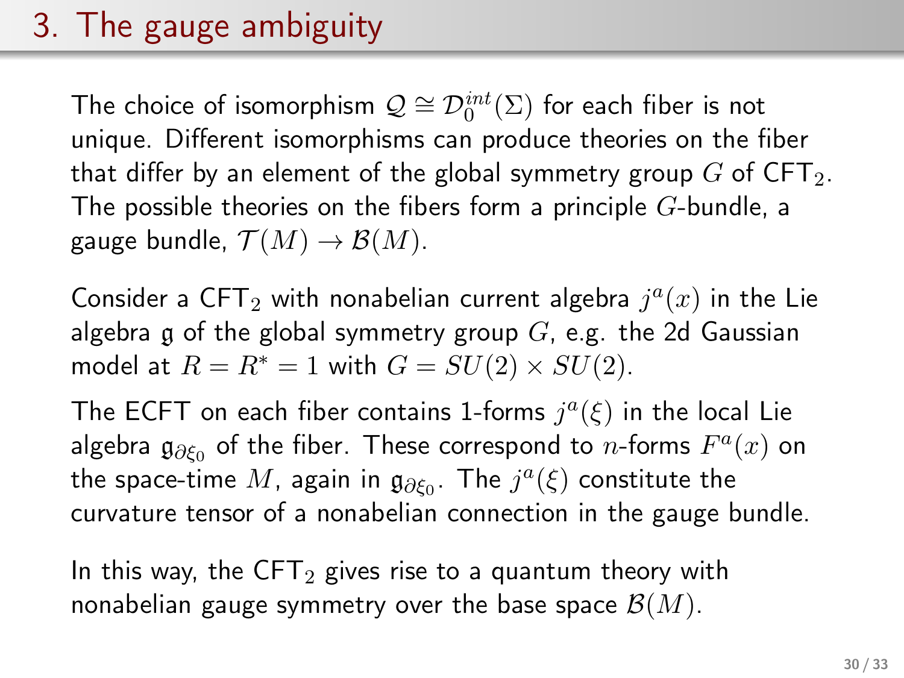# 3. The gauge ambiguity

The choice of isomorphism $\mathcal{Q} \cong \mathcal{D}_0^{int}(\Sigma)$ for each fiber is not unique. Different isomorphisms can produce theories on the fiber that differ by an element of the global symmetry group $G$ of $\mathrm{CFT}_2$. The possible theories on the fibers form a principle $G$-bundle, a gauge bundle, $\mathcal{T}(M) \to \mathcal{B}(M)$.

Consider a $\mathrm{CFT}_2$ with nonabelian current algebra $j^a(x)$ in the Lie algebra $\mathfrak{g}$ of the global symmetry group $G$, e.g. the 2d Gaussian model at $R = R^* = 1$ with $G = SU(2) \times SU(2)$.

The ECFT on each fiber contains 1-forms $j^a(\xi)$ in the local Lie algebra $\mathfrak{g}_{\partial \xi_0}$ of the fiber. These correspond to $n$-forms $F^a(x)$ on the space-time $M$, again in $\mathfrak{g}_{\partial \xi_0}$. The $j^a(\xi)$ constitute the curvature tensor of a nonabelian connection in the gauge bundle.

In this way, the $\mathrm{CFT}_2$ gives rise to a quantum theory with nonabelian gauge symmetry over the base space $\mathcal{B}(M)$.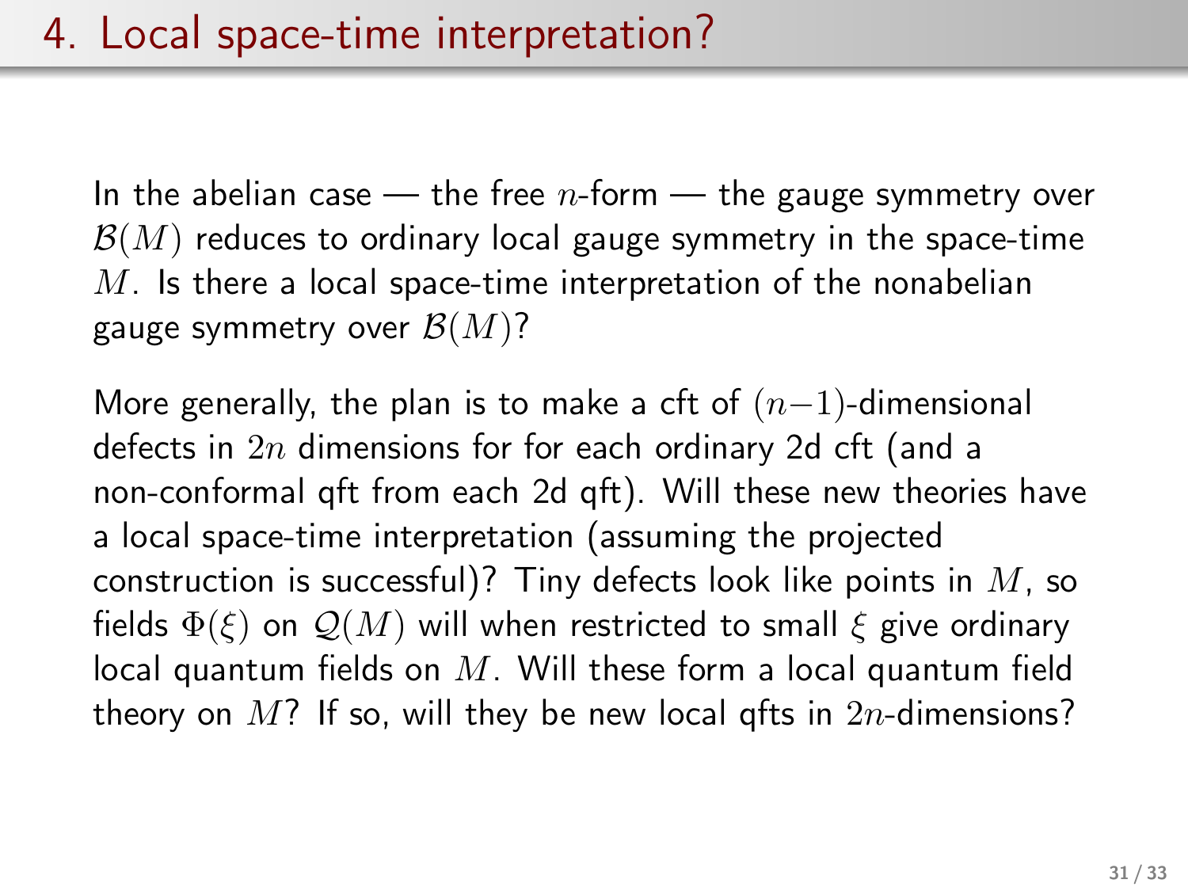# 4. Local space-time interpretation?

In the abelian case — the free $n$-form — the gauge symmetry over $\mathcal{B}(M)$ reduces to ordinary local gauge symmetry in the space-time $M$. Is there a local space-time interpretation of the nonabelian gauge symmetry over $\mathcal{B}(M)$?

More generally, the plan is to make a cft of $(n-1)$-dimensional defects in $2n$ dimensions for for each ordinary 2d cft (and a non-conformal qft from each 2d qft). Will these new theories have a local space-time interpretation (assuming the projected construction is successful)? Tiny defects look like points in $M$, so fields $\Phi(\xi)$ on $\mathcal{Q}(M)$ will when restricted to small $\xi$ give ordinary local quantum fields on $M$. Will these form a local quantum field theory on $M$? If so, will they be new local qfts in $2n$-dimensions?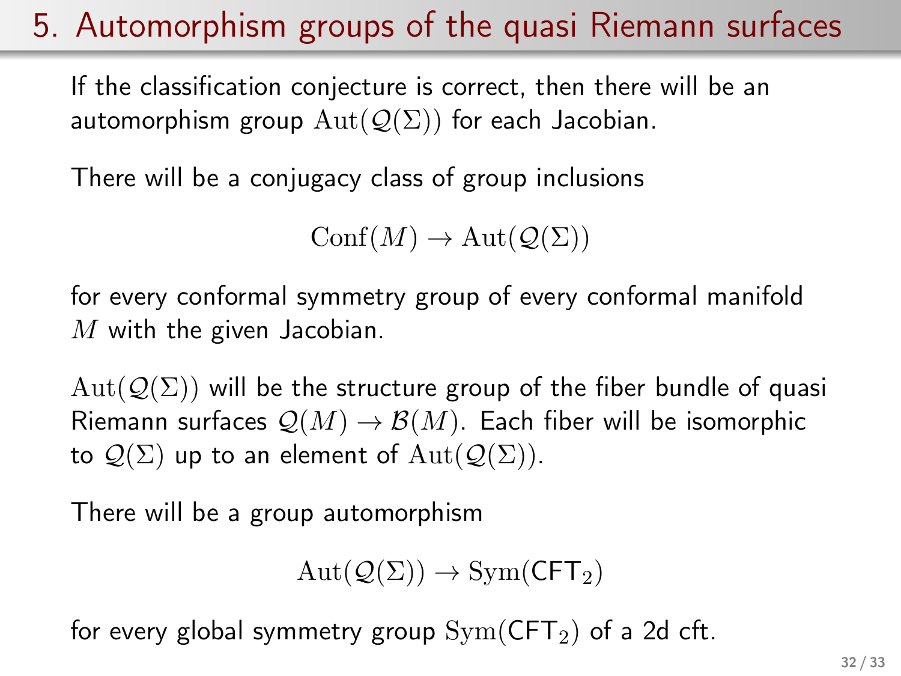# 5. Automorphism groups of the quasi Riemann surfaces

If the classification conjecture is correct, then there will be an automorphism group $\mathrm{Aut}(\mathcal{Q}(\Sigma))$ for each Jacobian.

There will be a conjugacy class of group inclusions

$$\mathrm{Conf}(M) \to \mathrm{Aut}(\mathcal{Q}(\Sigma))$$

for every conformal symmetry group of every conformal manifold $M$ with the given Jacobian.

$\mathrm{Aut}(\mathcal{Q}(\Sigma))$ will be the structure group of the fiber bundle of quasi Riemann surfaces $\mathcal{Q}(M) \to \mathcal{B}(M)$. Each fiber will be isomorphic to $\mathcal{Q}(\Sigma)$ up to an element of $\mathrm{Aut}(\mathcal{Q}(\Sigma))$.

There will be a group automorphism

$$\mathrm{Aut}(\mathcal{Q}(\Sigma)) \to \mathrm{Sym}(\mathsf{CFT}_2)$$

for every global symmetry group $\mathrm{Sym}(\mathsf{CFT}_2)$ of a 2d cft.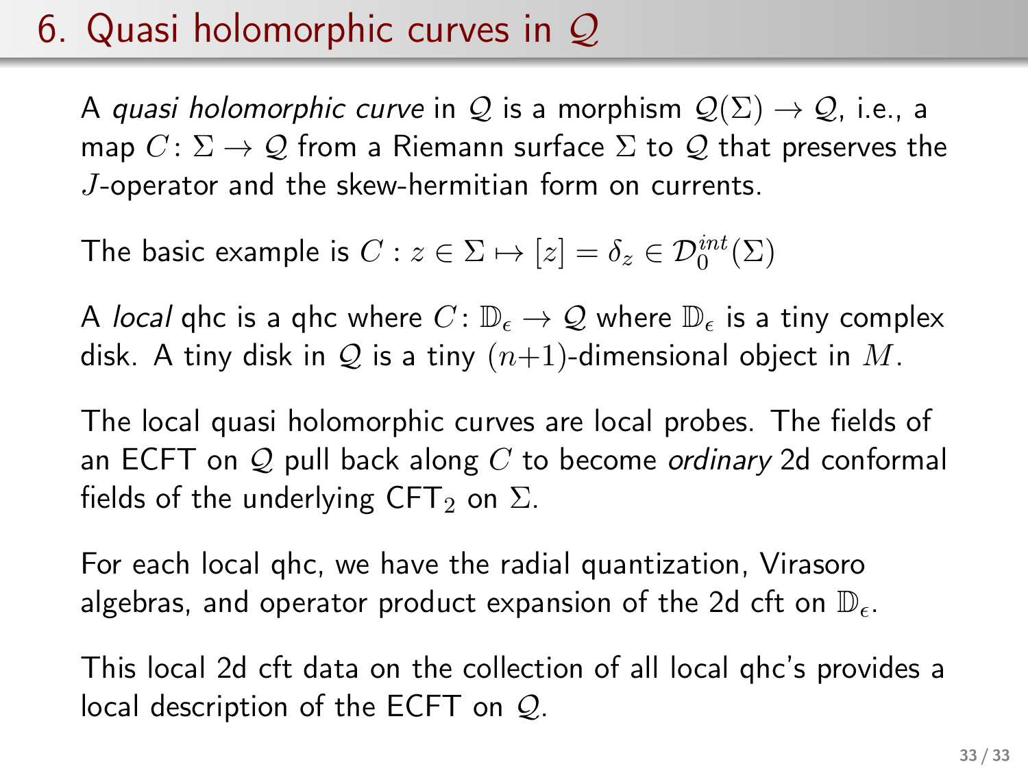# 6. Quasi holomorphic curves in $\mathcal{Q}$

A *quasi holomorphic curve* in $\mathcal{Q}$ is a morphism $\mathcal{Q}(\Sigma) \to \mathcal{Q}$, i.e., a map $C \colon \Sigma \to \mathcal{Q}$ from a Riemann surface $\Sigma$ to $\mathcal{Q}$ that preserves the $J$-operator and the skew-hermitian form on currents.

The basic example is $C : z \in \Sigma \mapsto [z] = \delta_z \in \mathcal{D}_0^{int}(\Sigma)$

A *local* qhc is a qhc where $C \colon \mathbb{D}_\epsilon \to \mathcal{Q}$ where $\mathbb{D}_\epsilon$ is a tiny complex disk. A tiny disk in $\mathcal{Q}$ is a tiny $(n+1)$-dimensional object in $M$.

The local quasi holomorphic curves are local probes. The fields of an ECFT on $\mathcal{Q}$ pull back along $C$ to become *ordinary* 2d conformal fields of the underlying CFT$_2$ on $\Sigma$.

For each local qhc, we have the radial quantization, Virasoro algebras, and operator product expansion of the 2d cft on $\mathbb{D}_\epsilon$.

This local 2d cft data on the collection of all local qhc's provides a local description of the ECFT on $\mathcal{Q}$.